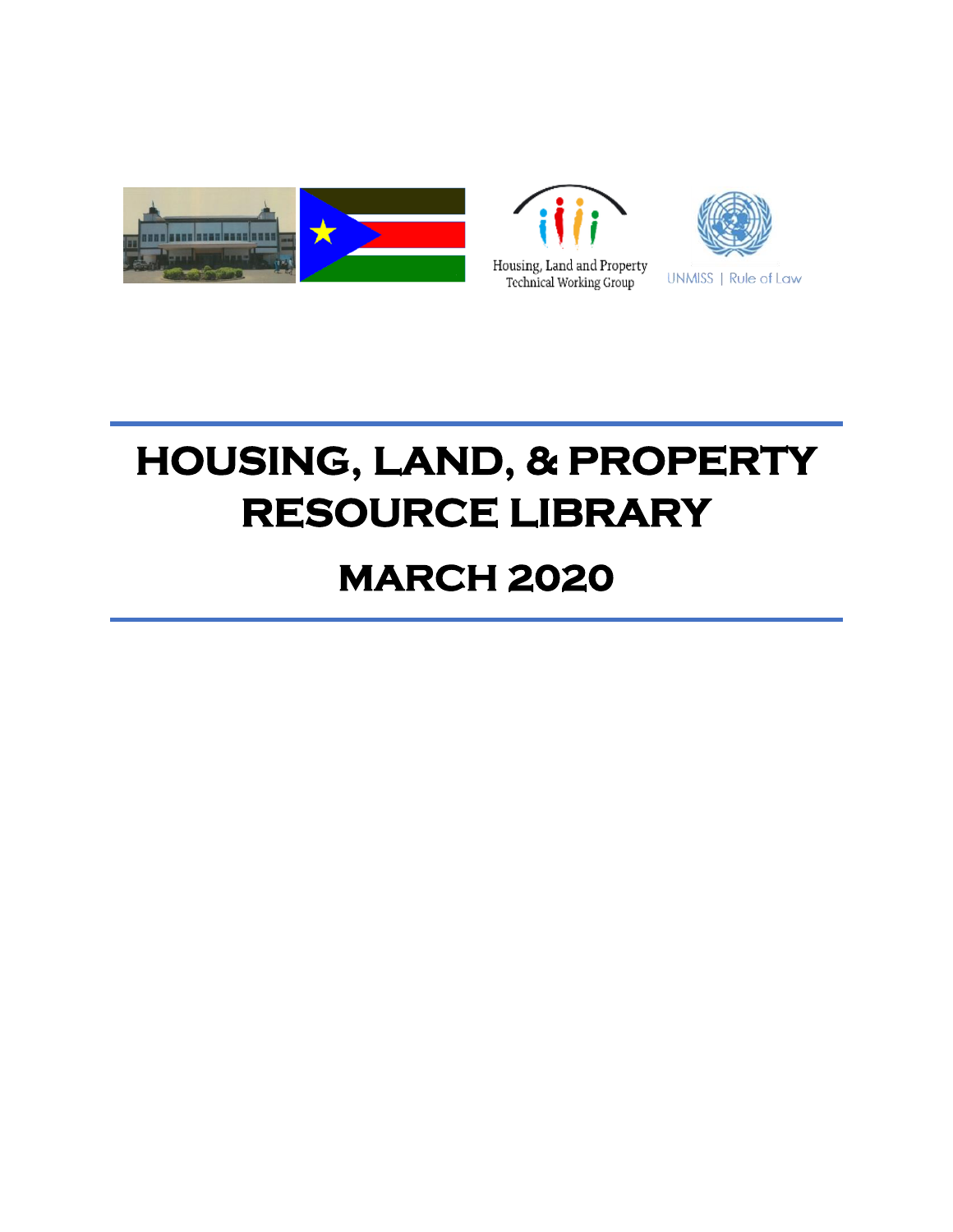Housing, Land and Property Technical Working Group

UNMISS | Rule of Law

# HOUSING, LAND, & PROPERTY RESOURCE LIBRARY

## MARCH 2020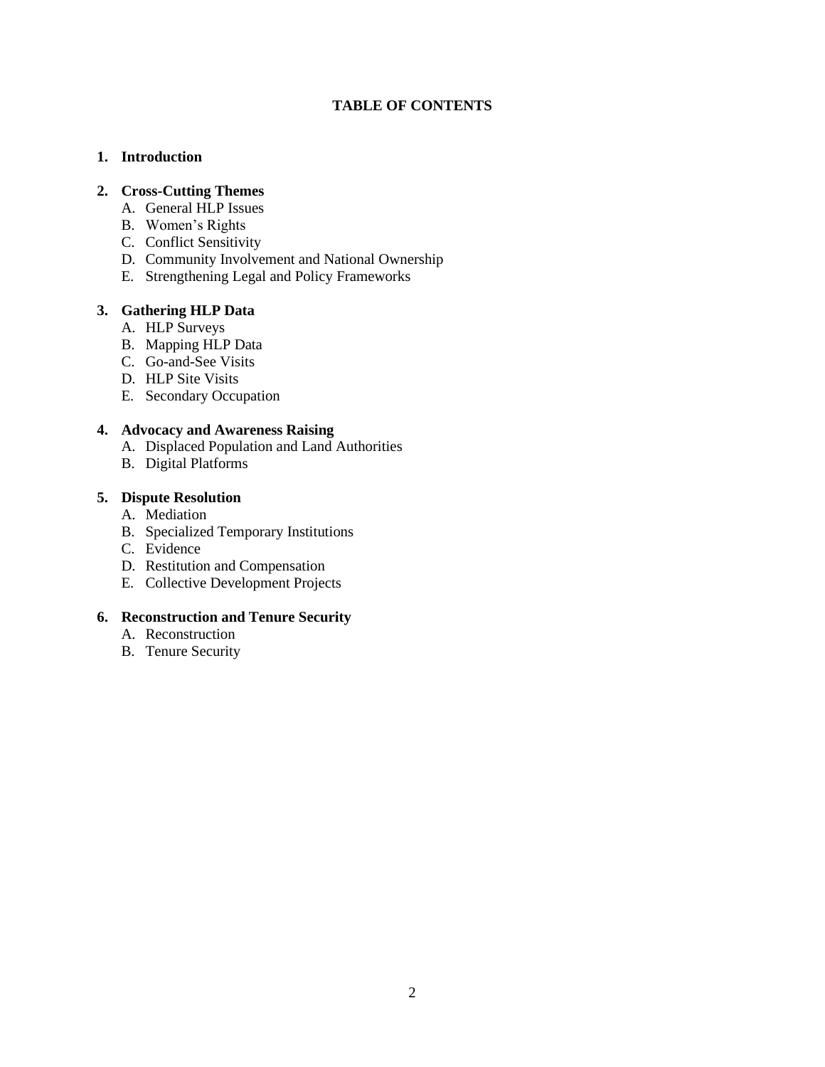## TABLE OF CONTENTS

**1. Introduction**

**2. Cross-Cutting Themes**
   - A. General HLP Issues
   - B. Women's Rights
   - C. Conflict Sensitivity
   - D. Community Involvement and National Ownership
   - E. Strengthening Legal and Policy Frameworks

**3. Gathering HLP Data**
   - A. HLP Surveys
   - B. Mapping HLP Data
   - C. Go-and-See Visits
   - D. HLP Site Visits
   - E. Secondary Occupation

**4. Advocacy and Awareness Raising**
   - A. Displaced Population and Land Authorities
   - B. Digital Platforms

**5. Dispute Resolution**
   - A. Mediation
   - B. Specialized Temporary Institutions
   - C. Evidence
   - D. Restitution and Compensation
   - E. Collective Development Projects

**6. Reconstruction and Tenure Security**
   - A. Reconstruction
   - B. Tenure Security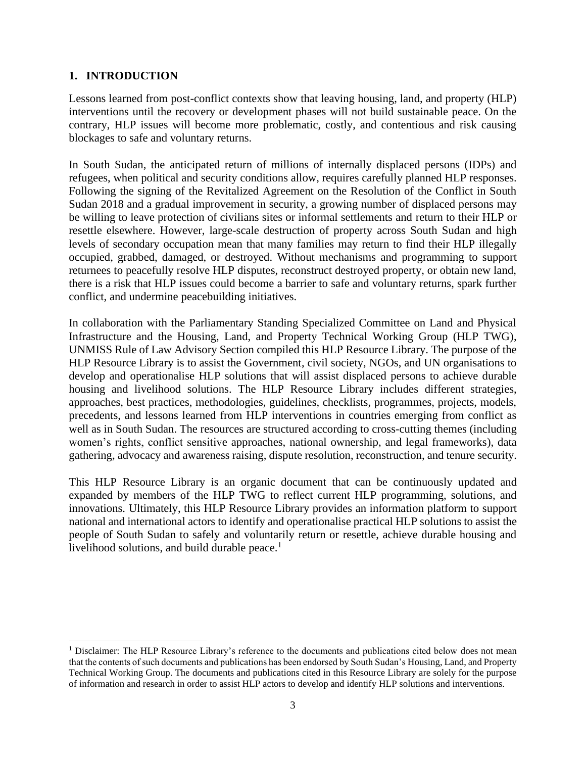# 1. INTRODUCTION

Lessons learned from post-conflict contexts show that leaving housing, land, and property (HLP) interventions until the recovery or development phases will not build sustainable peace. On the contrary, HLP issues will become more problematic, costly, and contentious and risk causing blockages to safe and voluntary returns.

In South Sudan, the anticipated return of millions of internally displaced persons (IDPs) and refugees, when political and security conditions allow, requires carefully planned HLP responses. Following the signing of the Revitalized Agreement on the Resolution of the Conflict in South Sudan 2018 and a gradual improvement in security, a growing number of displaced persons may be willing to leave protection of civilians sites or informal settlements and return to their HLP or resettle elsewhere. However, large-scale destruction of property across South Sudan and high levels of secondary occupation mean that many families may return to find their HLP illegally occupied, grabbed, damaged, or destroyed. Without mechanisms and programming to support returnees to peacefully resolve HLP disputes, reconstruct destroyed property, or obtain new land, there is a risk that HLP issues could become a barrier to safe and voluntary returns, spark further conflict, and undermine peacebuilding initiatives.

In collaboration with the Parliamentary Standing Specialized Committee on Land and Physical Infrastructure and the Housing, Land, and Property Technical Working Group (HLP TWG), UNMISS Rule of Law Advisory Section compiled this HLP Resource Library. The purpose of the HLP Resource Library is to assist the Government, civil society, NGOs, and UN organisations to develop and operationalise HLP solutions that will assist displaced persons to achieve durable housing and livelihood solutions. The HLP Resource Library includes different strategies, approaches, best practices, methodologies, guidelines, checklists, programmes, projects, models, precedents, and lessons learned from HLP interventions in countries emerging from conflict as well as in South Sudan. The resources are structured according to cross-cutting themes (including women's rights, conflict sensitive approaches, national ownership, and legal frameworks), data gathering, advocacy and awareness raising, dispute resolution, reconstruction, and tenure security.

This HLP Resource Library is an organic document that can be continuously updated and expanded by members of the HLP TWG to reflect current HLP programming, solutions, and innovations. Ultimately, this HLP Resource Library provides an information platform to support national and international actors to identify and operationalise practical HLP solutions to assist the people of South Sudan to safely and voluntarily return or resettle, achieve durable housing and livelihood solutions, and build durable peace.[1]

[1] Disclaimer: The HLP Resource Library's reference to the documents and publications cited below does not mean that the contents of such documents and publications has been endorsed by South Sudan's Housing, Land, and Property Technical Working Group. The documents and publications cited in this Resource Library are solely for the purpose of information and research in order to assist HLP actors to develop and identify HLP solutions and interventions.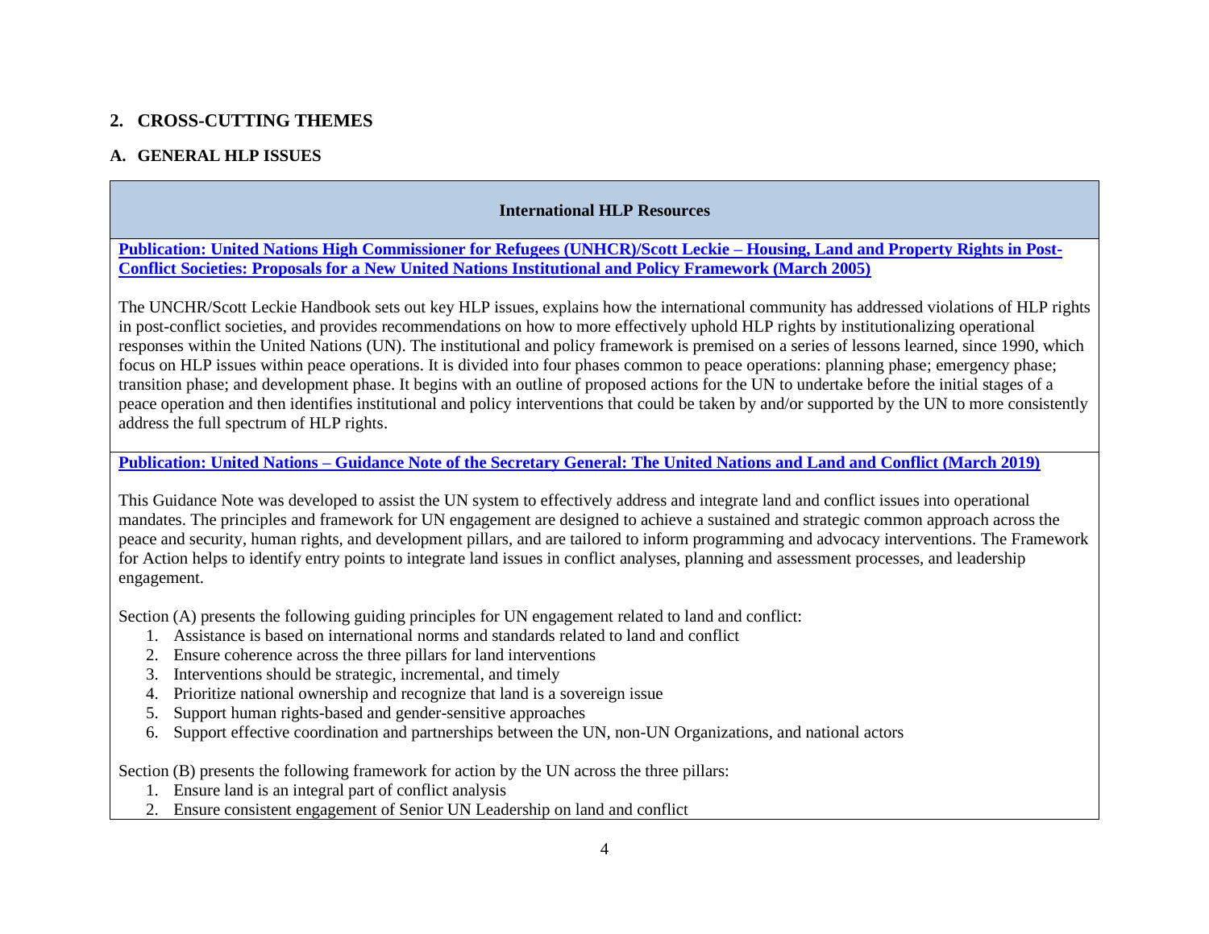## 2. CROSS-CUTTING THEMES

### A. GENERAL HLP ISSUES

| International HLP Resources |
|---|
| **Publication: United Nations High Commissioner for Refugees (UNHCR)/Scott Leckie – Housing, Land and Property Rights in Post-Conflict Societies: Proposals for a New United Nations Institutional and Policy Framework (March 2005)**<br><br>The UNCHR/Scott Leckie Handbook sets out key HLP issues, explains how the international community has addressed violations of HLP rights in post-conflict societies, and provides recommendations on how to more effectively uphold HLP rights by institutionalizing operational responses within the United Nations (UN). The institutional and policy framework is premised on a series of lessons learned, since 1990, which focus on HLP issues within peace operations. It is divided into four phases common to peace operations: planning phase; emergency phase; transition phase; and development phase. It begins with an outline of proposed actions for the UN to undertake before the initial stages of a peace operation and then identifies institutional and policy interventions that could be taken by and/or supported by the UN to more consistently address the full spectrum of HLP rights. |
| **Publication: United Nations – Guidance Note of the Secretary General: The United Nations and Land and Conflict (March 2019)**<br><br>This Guidance Note was developed to assist the UN system to effectively address and integrate land and conflict issues into operational mandates. The principles and framework for UN engagement are designed to achieve a sustained and strategic common approach across the peace and security, human rights, and development pillars, and are tailored to inform programming and advocacy interventions. The Framework for Action helps to identify entry points to integrate land issues in conflict analyses, planning and assessment processes, and leadership engagement.<br><br>Section (A) presents the following guiding principles for UN engagement related to land and conflict:<br>1. Assistance is based on international norms and standards related to land and conflict<br>2. Ensure coherence across the three pillars for land interventions<br>3. Interventions should be strategic, incremental, and timely<br>4. Prioritize national ownership and recognize that land is a sovereign issue<br>5. Support human rights-based and gender-sensitive approaches<br>6. Support effective coordination and partnerships between the UN, non-UN Organizations, and national actors<br><br>Section (B) presents the following framework for action by the UN across the three pillars:<br>1. Ensure land is an integral part of conflict analysis<br>2. Ensure consistent engagement of Senior UN Leadership on land and conflict |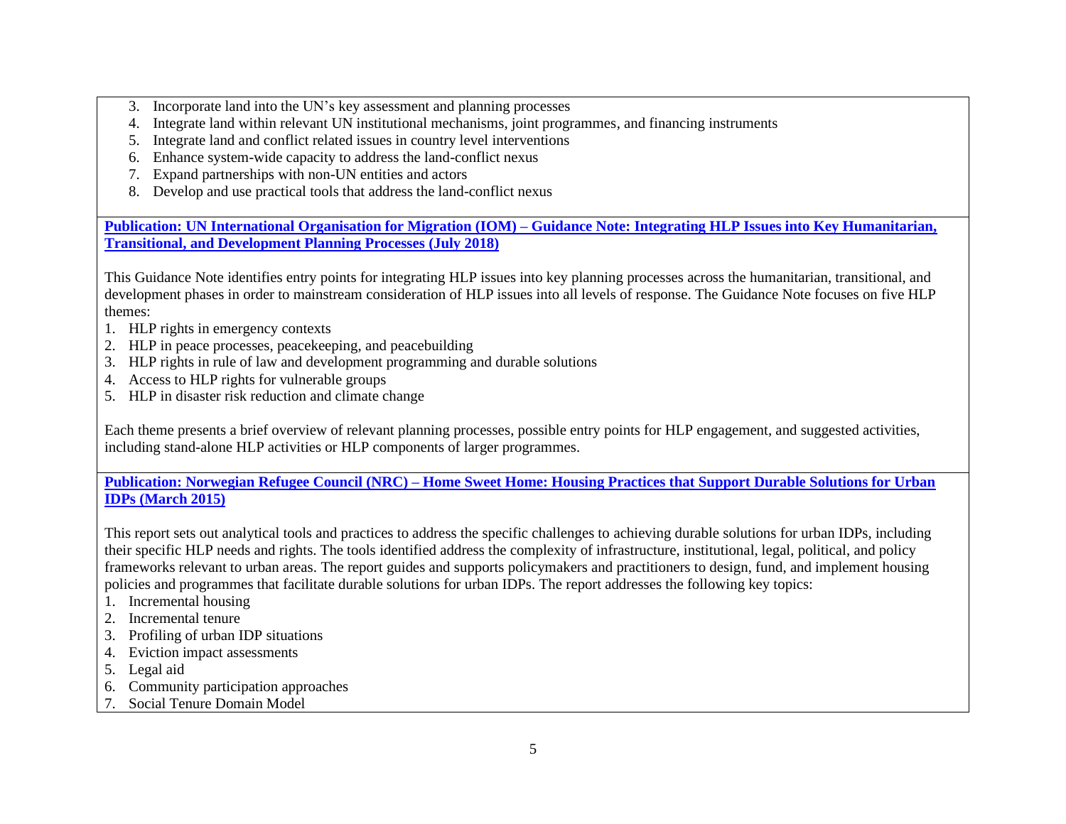3. Incorporate land into the UN's key assessment and planning processes
4. Integrate land within relevant UN institutional mechanisms, joint programmes, and financing instruments
5. Integrate land and conflict related issues in country level interventions
6. Enhance system-wide capacity to address the land-conflict nexus
7. Expand partnerships with non-UN entities and actors
8. Develop and use practical tools that address the land-conflict nexus

**Publication: UN International Organisation for Migration (IOM) – Guidance Note: Integrating HLP Issues into Key Humanitarian, Transitional, and Development Planning Processes (July 2018)**

This Guidance Note identifies entry points for integrating HLP issues into key planning processes across the humanitarian, transitional, and development phases in order to mainstream consideration of HLP issues into all levels of response. The Guidance Note focuses on five HLP themes:

1. HLP rights in emergency contexts
2. HLP in peace processes, peacekeeping, and peacebuilding
3. HLP rights in rule of law and development programming and durable solutions
4. Access to HLP rights for vulnerable groups
5. HLP in disaster risk reduction and climate change

Each theme presents a brief overview of relevant planning processes, possible entry points for HLP engagement, and suggested activities, including stand-alone HLP activities or HLP components of larger programmes.

**Publication: Norwegian Refugee Council (NRC) – Home Sweet Home: Housing Practices that Support Durable Solutions for Urban IDPs (March 2015)**

This report sets out analytical tools and practices to address the specific challenges to achieving durable solutions for urban IDPs, including their specific HLP needs and rights. The tools identified address the complexity of infrastructure, institutional, legal, political, and policy frameworks relevant to urban areas. The report guides and supports policymakers and practitioners to design, fund, and implement housing policies and programmes that facilitate durable solutions for urban IDPs. The report addresses the following key topics:

1. Incremental housing
2. Incremental tenure
3. Profiling of urban IDP situations
4. Eviction impact assessments
5. Legal aid
6. Community participation approaches
7. Social Tenure Domain Model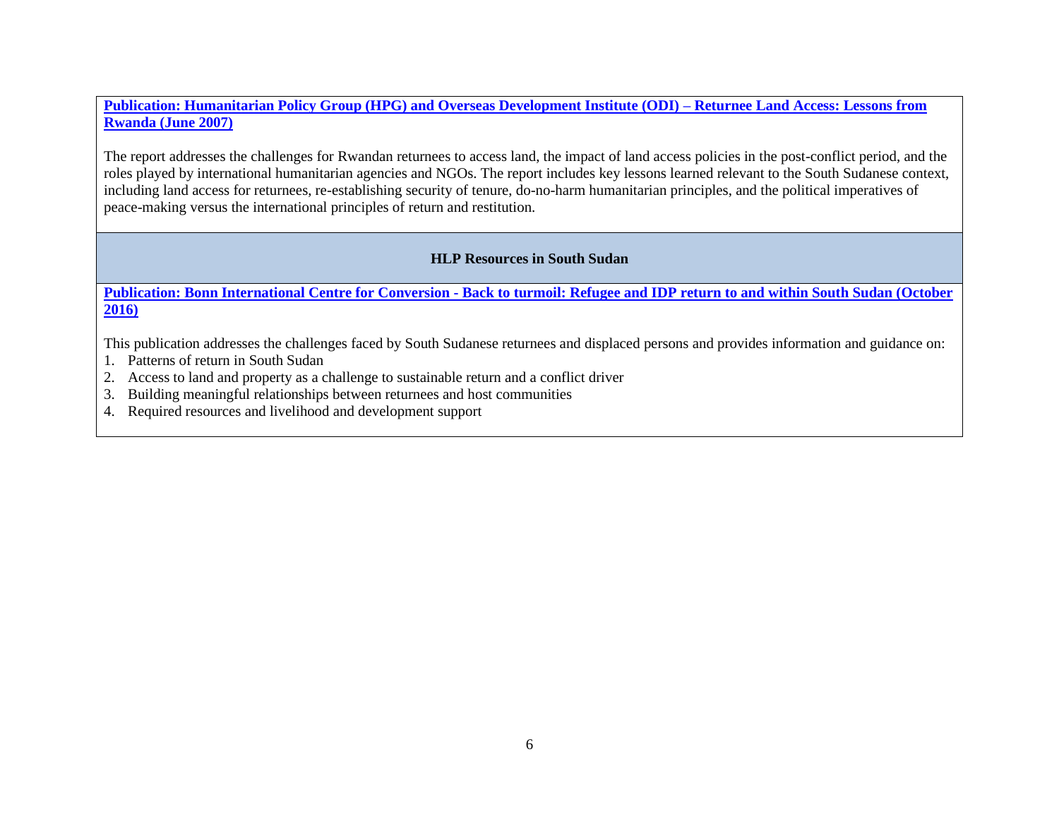**Publication: Humanitarian Policy Group (HPG) and Overseas Development Institute (ODI) – Returnee Land Access: Lessons from Rwanda (June 2007)**

The report addresses the challenges for Rwandan returnees to access land, the impact of land access policies in the post-conflict period, and the roles played by international humanitarian agencies and NGOs. The report includes key lessons learned relevant to the South Sudanese context, including land access for returnees, re-establishing security of tenure, do-no-harm humanitarian principles, and the political imperatives of peace-making versus the international principles of return and restitution.

## HLP Resources in South Sudan

**Publication: Bonn International Centre for Conversion - Back to turmoil: Refugee and IDP return to and within South Sudan (October 2016)**

This publication addresses the challenges faced by South Sudanese returnees and displaced persons and provides information and guidance on:

1. Patterns of return in South Sudan
2. Access to land and property as a challenge to sustainable return and a conflict driver
3. Building meaningful relationships between returnees and host communities
4. Required resources and livelihood and development support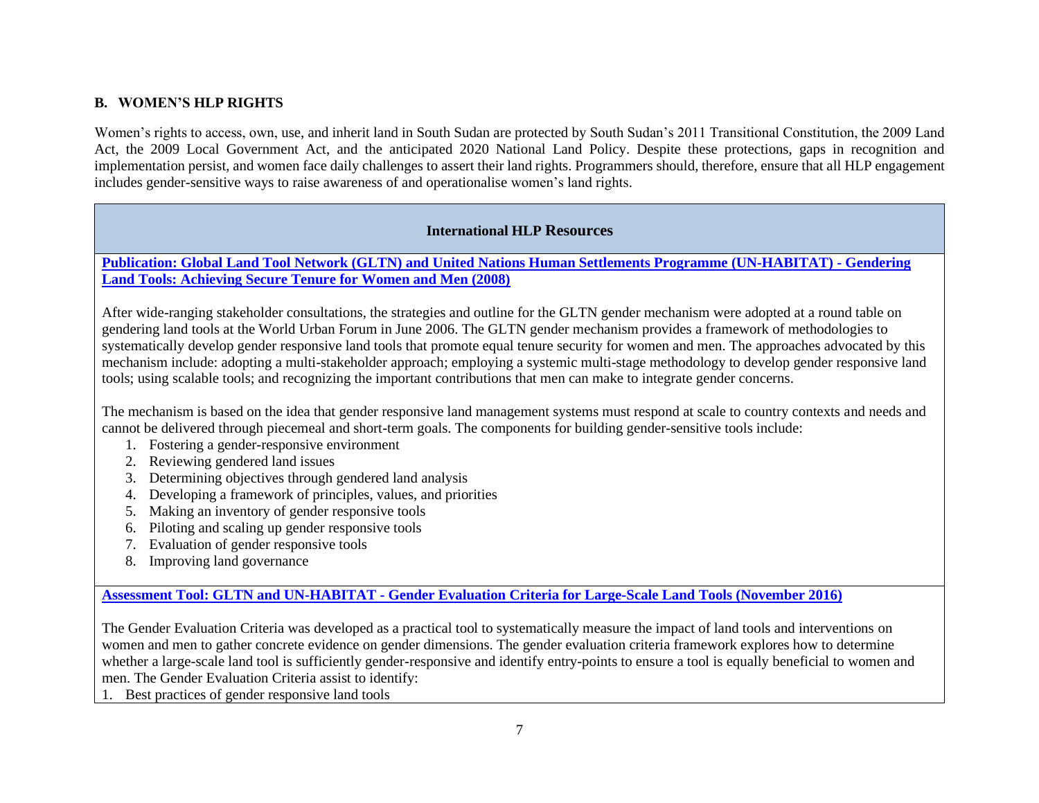## B. WOMEN'S HLP RIGHTS

Women's rights to access, own, use, and inherit land in South Sudan are protected by South Sudan's 2011 Transitional Constitution, the 2009 Land Act, the 2009 Local Government Act, and the anticipated 2020 National Land Policy. Despite these protections, gaps in recognition and implementation persist, and women face daily challenges to assert their land rights. Programmers should, therefore, ensure that all HLP engagement includes gender-sensitive ways to raise awareness of and operationalise women's land rights.

| International HLP Resources |
|---|
| **Publication: Global Land Tool Network (GLTN) and United Nations Human Settlements Programme (UN-HABITAT) - Gendering Land Tools: Achieving Secure Tenure for Women and Men (2008)**<br><br>After wide-ranging stakeholder consultations, the strategies and outline for the GLTN gender mechanism were adopted at a round table on gendering land tools at the World Urban Forum in June 2006. The GLTN gender mechanism provides a framework of methodologies to systematically develop gender responsive land tools that promote equal tenure security for women and men. The approaches advocated by this mechanism include: adopting a multi-stakeholder approach; employing a systemic multi-stage methodology to develop gender responsive land tools; using scalable tools; and recognizing the important contributions that men can make to integrate gender concerns.<br><br>The mechanism is based on the idea that gender responsive land management systems must respond at scale to country contexts and needs and cannot be delivered through piecemeal and short-term goals. The components for building gender-sensitive tools include:<br>1. Fostering a gender-responsive environment<br>2. Reviewing gendered land issues<br>3. Determining objectives through gendered land analysis<br>4. Developing a framework of principles, values, and priorities<br>5. Making an inventory of gender responsive tools<br>6. Piloting and scaling up gender responsive tools<br>7. Evaluation of gender responsive tools<br>8. Improving land governance |
| **Assessment Tool: GLTN and UN-HABITAT - Gender Evaluation Criteria for Large-Scale Land Tools (November 2016)**<br><br>The Gender Evaluation Criteria was developed as a practical tool to systematically measure the impact of land tools and interventions on women and men to gather concrete evidence on gender dimensions. The gender evaluation criteria framework explores how to determine whether a large-scale land tool is sufficiently gender-responsive and identify entry-points to ensure a tool is equally beneficial to women and men. The Gender Evaluation Criteria assist to identify:<br>1. Best practices of gender responsive land tools |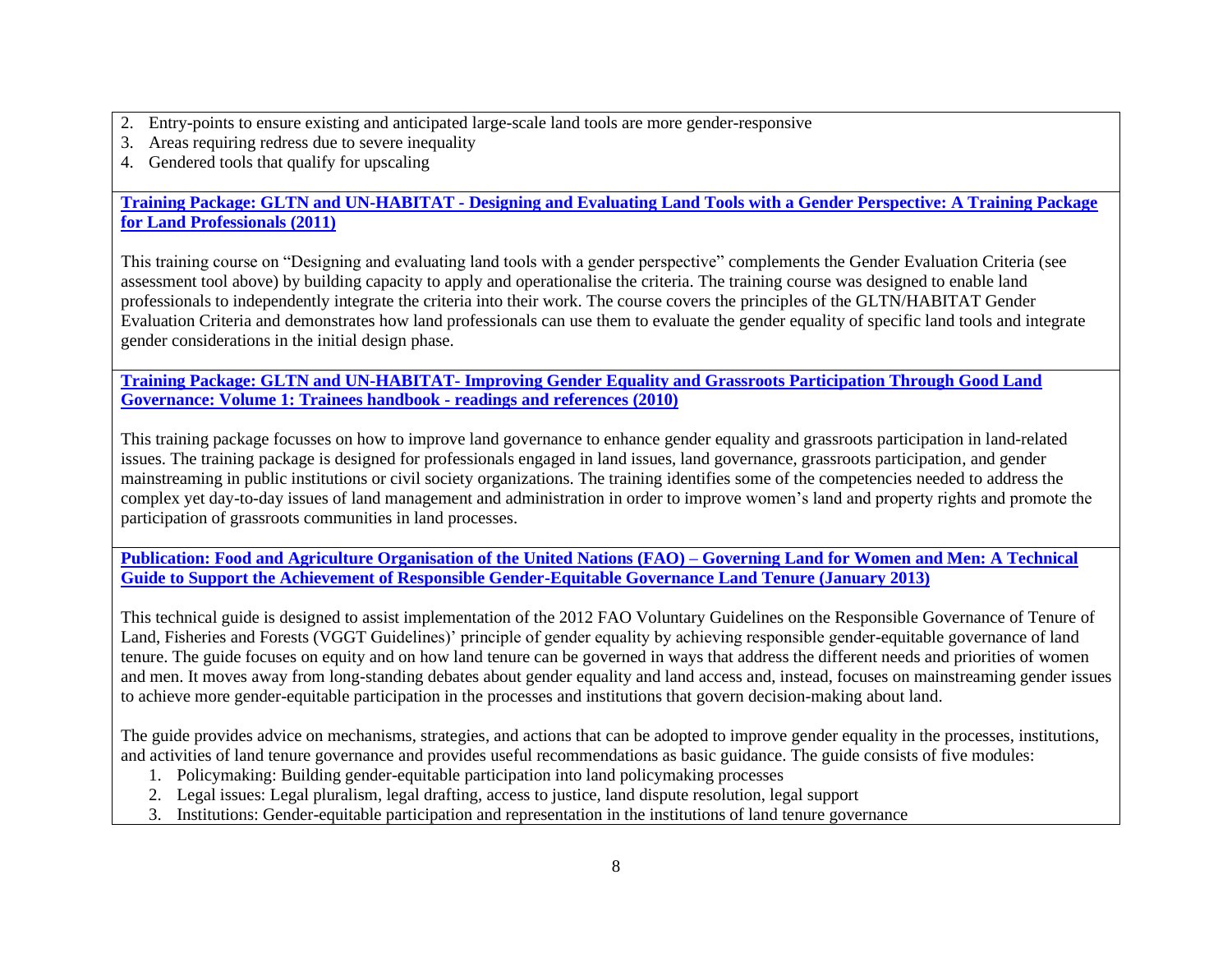2. Entry-points to ensure existing and anticipated large-scale land tools are more gender-responsive
3. Areas requiring redress due to severe inequality
4. Gendered tools that qualify for upscaling

**Training Package: GLTN and UN-HABITAT - Designing and Evaluating Land Tools with a Gender Perspective: A Training Package for Land Professionals (2011)**

This training course on "Designing and evaluating land tools with a gender perspective" complements the Gender Evaluation Criteria (see assessment tool above) by building capacity to apply and operationalise the criteria. The training course was designed to enable land professionals to independently integrate the criteria into their work. The course covers the principles of the GLTN/HABITAT Gender Evaluation Criteria and demonstrates how land professionals can use them to evaluate the gender equality of specific land tools and integrate gender considerations in the initial design phase.

**Training Package: GLTN and UN-HABITAT- Improving Gender Equality and Grassroots Participation Through Good Land Governance: Volume 1: Trainees handbook - readings and references (2010)**

This training package focusses on how to improve land governance to enhance gender equality and grassroots participation in land-related issues. The training package is designed for professionals engaged in land issues, land governance, grassroots participation, and gender mainstreaming in public institutions or civil society organizations. The training identifies some of the competencies needed to address the complex yet day-to-day issues of land management and administration in order to improve women's land and property rights and promote the participation of grassroots communities in land processes.

**Publication: Food and Agriculture Organisation of the United Nations (FAO) – Governing Land for Women and Men: A Technical Guide to Support the Achievement of Responsible Gender-Equitable Governance Land Tenure (January 2013)**

This technical guide is designed to assist implementation of the 2012 FAO Voluntary Guidelines on the Responsible Governance of Tenure of Land, Fisheries and Forests (VGGT Guidelines)' principle of gender equality by achieving responsible gender-equitable governance of land tenure. The guide focuses on equity and on how land tenure can be governed in ways that address the different needs and priorities of women and men. It moves away from long-standing debates about gender equality and land access and, instead, focuses on mainstreaming gender issues to achieve more gender-equitable participation in the processes and institutions that govern decision-making about land.

The guide provides advice on mechanisms, strategies, and actions that can be adopted to improve gender equality in the processes, institutions, and activities of land tenure governance and provides useful recommendations as basic guidance. The guide consists of five modules:

1. Policymaking: Building gender-equitable participation into land policymaking processes
2. Legal issues: Legal pluralism, legal drafting, access to justice, land dispute resolution, legal support
3. Institutions: Gender-equitable participation and representation in the institutions of land tenure governance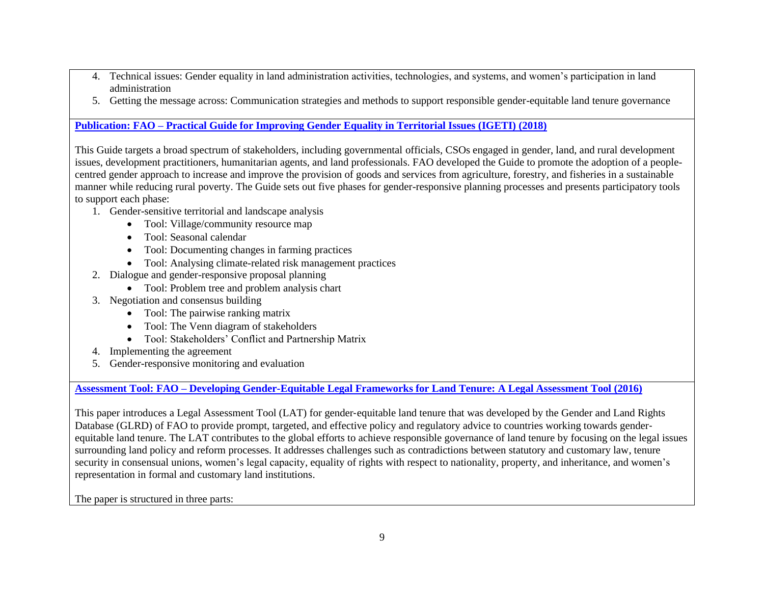4. Technical issues: Gender equality in land administration activities, technologies, and systems, and women's participation in land administration
5. Getting the message across: Communication strategies and methods to support responsible gender-equitable land tenure governance

**Publication: FAO – Practical Guide for Improving Gender Equality in Territorial Issues (IGETI) (2018)**

This Guide targets a broad spectrum of stakeholders, including governmental officials, CSOs engaged in gender, land, and rural development issues, development practitioners, humanitarian agents, and land professionals. FAO developed the Guide to promote the adoption of a people-centred gender approach to increase and improve the provision of goods and services from agriculture, forestry, and fisheries in a sustainable manner while reducing rural poverty. The Guide sets out five phases for gender-responsive planning processes and presents participatory tools to support each phase:

1. Gender-sensitive territorial and landscape analysis
    - Tool: Village/community resource map
    - Tool: Seasonal calendar
    - Tool: Documenting changes in farming practices
    - Tool: Analysing climate-related risk management practices
2. Dialogue and gender-responsive proposal planning
    - Tool: Problem tree and problem analysis chart
3. Negotiation and consensus building
    - Tool: The pairwise ranking matrix
    - Tool: The Venn diagram of stakeholders
    - Tool: Stakeholders' Conflict and Partnership Matrix
4. Implementing the agreement
5. Gender-responsive monitoring and evaluation

**Assessment Tool: FAO – Developing Gender-Equitable Legal Frameworks for Land Tenure: A Legal Assessment Tool (2016)**

This paper introduces a Legal Assessment Tool (LAT) for gender-equitable land tenure that was developed by the Gender and Land Rights Database (GLRD) of FAO to provide prompt, targeted, and effective policy and regulatory advice to countries working towards gender-equitable land tenure. The LAT contributes to the global efforts to achieve responsible governance of land tenure by focusing on the legal issues surrounding land policy and reform processes. It addresses challenges such as contradictions between statutory and customary law, tenure security in consensual unions, women's legal capacity, equality of rights with respect to nationality, property, and inheritance, and women's representation in formal and customary land institutions.

The paper is structured in three parts: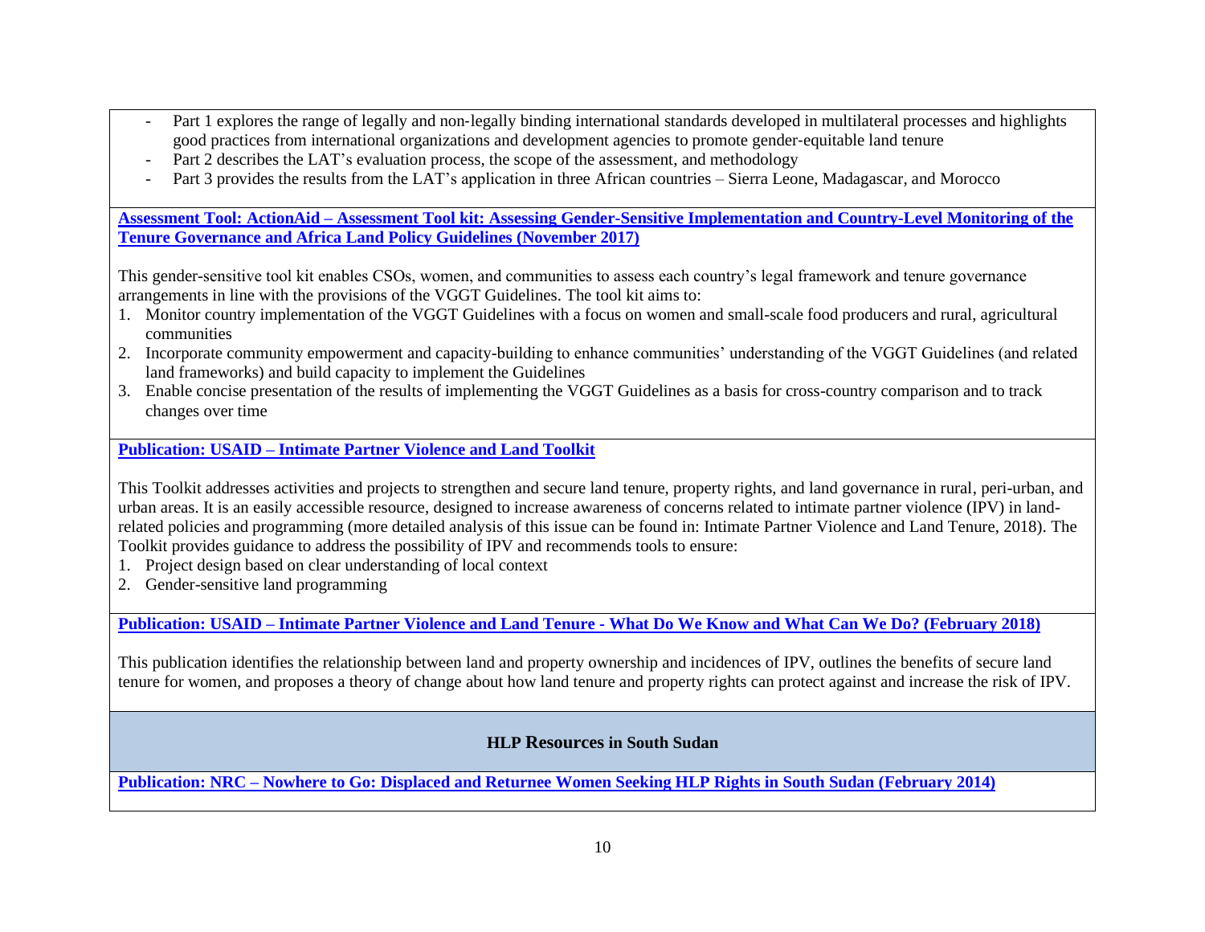- Part 1 explores the range of legally and non-legally binding international standards developed in multilateral processes and highlights good practices from international organizations and development agencies to promote gender-equitable land tenure
- Part 2 describes the LAT's evaluation process, the scope of the assessment, and methodology
- Part 3 provides the results from the LAT's application in three African countries – Sierra Leone, Madagascar, and Morocco

**Assessment Tool: ActionAid – Assessment Tool kit: Assessing Gender-Sensitive Implementation and Country-Level Monitoring of the Tenure Governance and Africa Land Policy Guidelines (November 2017)**

This gender-sensitive tool kit enables CSOs, women, and communities to assess each country's legal framework and tenure governance arrangements in line with the provisions of the VGGT Guidelines. The tool kit aims to:

1. Monitor country implementation of the VGGT Guidelines with a focus on women and small-scale food producers and rural, agricultural communities
2. Incorporate community empowerment and capacity-building to enhance communities' understanding of the VGGT Guidelines (and related land frameworks) and build capacity to implement the Guidelines
3. Enable concise presentation of the results of implementing the VGGT Guidelines as a basis for cross-country comparison and to track changes over time

**Publication: USAID – Intimate Partner Violence and Land Toolkit**

This Toolkit addresses activities and projects to strengthen and secure land tenure, property rights, and land governance in rural, peri-urban, and urban areas. It is an easily accessible resource, designed to increase awareness of concerns related to intimate partner violence (IPV) in land-related policies and programming (more detailed analysis of this issue can be found in: Intimate Partner Violence and Land Tenure, 2018). The Toolkit provides guidance to address the possibility of IPV and recommends tools to ensure:

1. Project design based on clear understanding of local context
2. Gender-sensitive land programming

**Publication: USAID – Intimate Partner Violence and Land Tenure - What Do We Know and What Can We Do? (February 2018)**

This publication identifies the relationship between land and property ownership and incidences of IPV, outlines the benefits of secure land tenure for women, and proposes a theory of change about how land tenure and property rights can protect against and increase the risk of IPV.

## HLP Resources in South Sudan

**Publication: NRC – Nowhere to Go: Displaced and Returnee Women Seeking HLP Rights in South Sudan (February 2014)**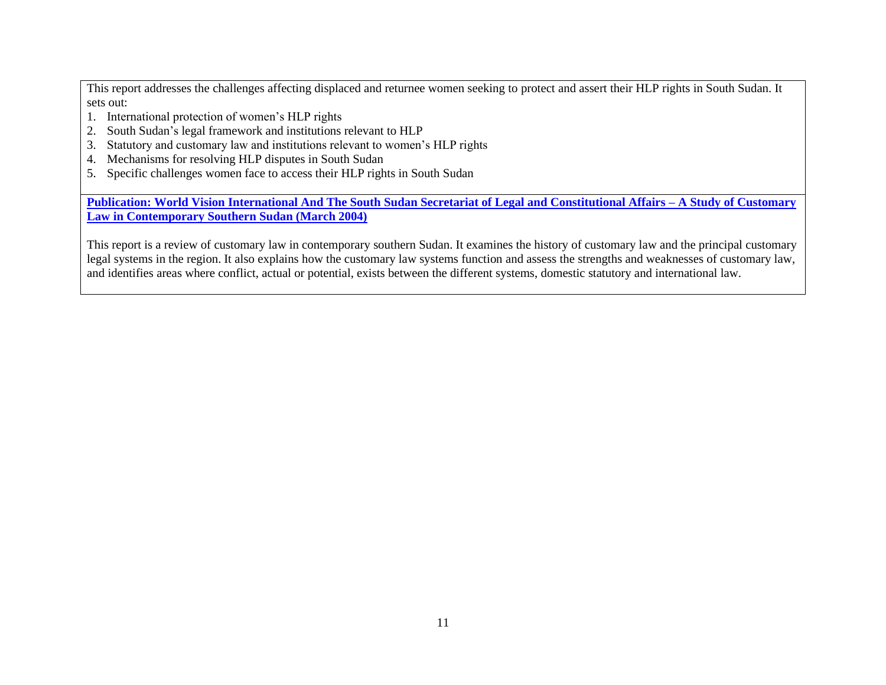This report addresses the challenges affecting displaced and returnee women seeking to protect and assert their HLP rights in South Sudan. It sets out:

1. International protection of women's HLP rights
2. South Sudan's legal framework and institutions relevant to HLP
3. Statutory and customary law and institutions relevant to women's HLP rights
4. Mechanisms for resolving HLP disputes in South Sudan
5. Specific challenges women face to access their HLP rights in South Sudan

**Publication: World Vision International And The South Sudan Secretariat of Legal and Constitutional Affairs – A Study of Customary Law in Contemporary Southern Sudan (March 2004)**

This report is a review of customary law in contemporary southern Sudan. It examines the history of customary law and the principal customary legal systems in the region. It also explains how the customary law systems function and assess the strengths and weaknesses of customary law, and identifies areas where conflict, actual or potential, exists between the different systems, domestic statutory and international law.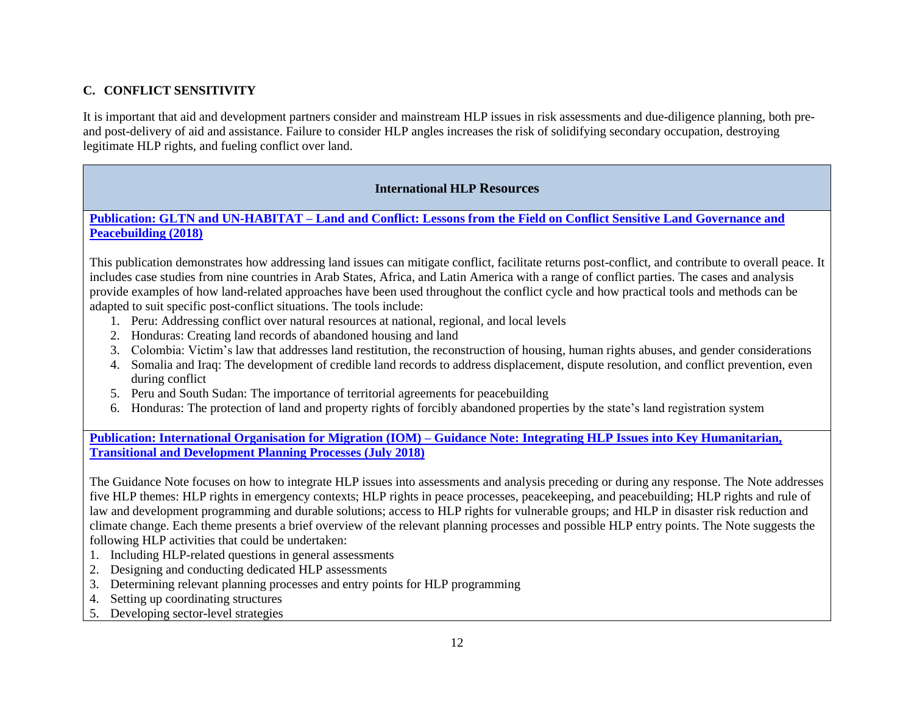## C. CONFLICT SENSITIVITY

It is important that aid and development partners consider and mainstream HLP issues in risk assessments and due-diligence planning, both pre- and post-delivery of aid and assistance. Failure to consider HLP angles increases the risk of solidifying secondary occupation, destroying legitimate HLP rights, and fueling conflict over land.

### International HLP Resources

**Publication: GLTN and UN-HABITAT – Land and Conflict: Lessons from the Field on Conflict Sensitive Land Governance and Peacebuilding (2018)**

This publication demonstrates how addressing land issues can mitigate conflict, facilitate returns post-conflict, and contribute to overall peace. It includes case studies from nine countries in Arab States, Africa, and Latin America with a range of conflict parties. The cases and analysis provide examples of how land-related approaches have been used throughout the conflict cycle and how practical tools and methods can be adapted to suit specific post-conflict situations. The tools include:

1. Peru: Addressing conflict over natural resources at national, regional, and local levels
2. Honduras: Creating land records of abandoned housing and land
3. Colombia: Victim's law that addresses land restitution, the reconstruction of housing, human rights abuses, and gender considerations
4. Somalia and Iraq: The development of credible land records to address displacement, dispute resolution, and conflict prevention, even during conflict
5. Peru and South Sudan: The importance of territorial agreements for peacebuilding
6. Honduras: The protection of land and property rights of forcibly abandoned properties by the state's land registration system

**Publication: International Organisation for Migration (IOM) – Guidance Note: Integrating HLP Issues into Key Humanitarian, Transitional and Development Planning Processes (July 2018)**

The Guidance Note focuses on how to integrate HLP issues into assessments and analysis preceding or during any response. The Note addresses five HLP themes: HLP rights in emergency contexts; HLP rights in peace processes, peacekeeping, and peacebuilding; HLP rights and rule of law and development programming and durable solutions; access to HLP rights for vulnerable groups; and HLP in disaster risk reduction and climate change. Each theme presents a brief overview of the relevant planning processes and possible HLP entry points. The Note suggests the following HLP activities that could be undertaken:

1. Including HLP-related questions in general assessments
2. Designing and conducting dedicated HLP assessments
3. Determining relevant planning processes and entry points for HLP programming
4. Setting up coordinating structures
5. Developing sector-level strategies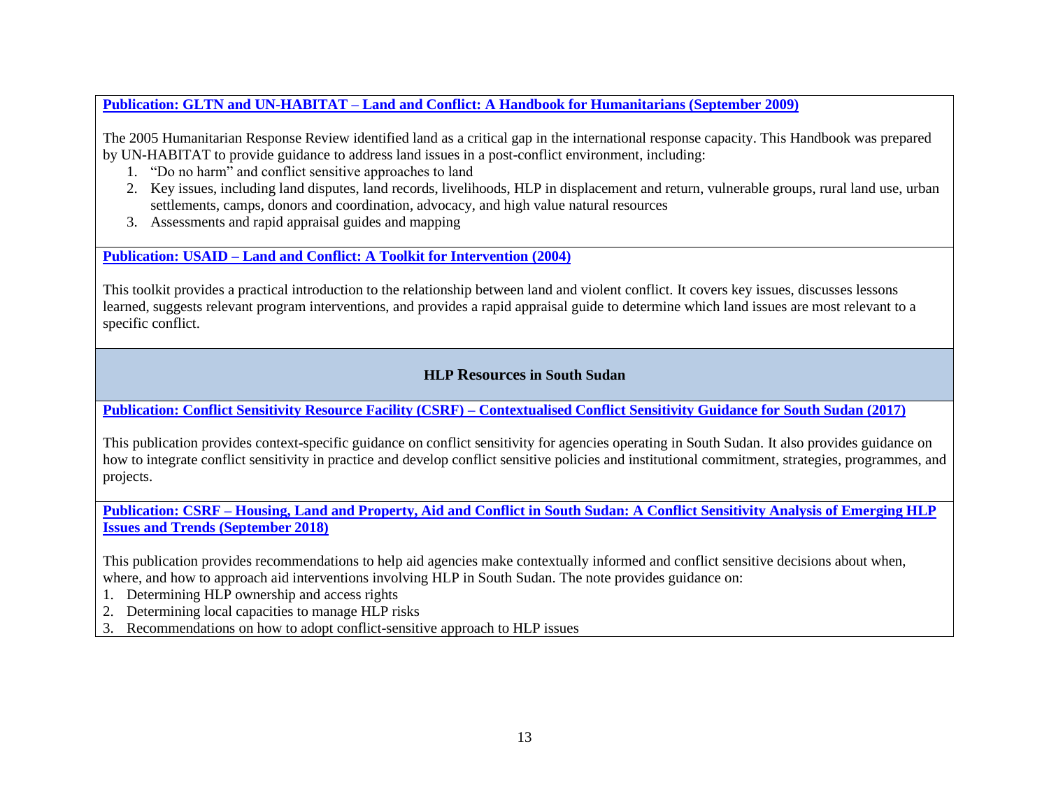**Publication: GLTN and UN-HABITAT – Land and Conflict: A Handbook for Humanitarians (September 2009)**

The 2005 Humanitarian Response Review identified land as a critical gap in the international response capacity. This Handbook was prepared by UN-HABITAT to provide guidance to address land issues in a post-conflict environment, including:

1. "Do no harm" and conflict sensitive approaches to land
2. Key issues, including land disputes, land records, livelihoods, HLP in displacement and return, vulnerable groups, rural land use, urban settlements, camps, donors and coordination, advocacy, and high value natural resources
3. Assessments and rapid appraisal guides and mapping

**Publication: USAID – Land and Conflict: A Toolkit for Intervention (2004)**

This toolkit provides a practical introduction to the relationship between land and violent conflict. It covers key issues, discusses lessons learned, suggests relevant program interventions, and provides a rapid appraisal guide to determine which land issues are most relevant to a specific conflict.

## HLP Resources in South Sudan

**Publication: Conflict Sensitivity Resource Facility (CSRF) – Contextualised Conflict Sensitivity Guidance for South Sudan (2017)**

This publication provides context-specific guidance on conflict sensitivity for agencies operating in South Sudan. It also provides guidance on how to integrate conflict sensitivity in practice and develop conflict sensitive policies and institutional commitment, strategies, programmes, and projects.

**Publication: CSRF – Housing, Land and Property, Aid and Conflict in South Sudan: A Conflict Sensitivity Analysis of Emerging HLP Issues and Trends (September 2018)**

This publication provides recommendations to help aid agencies make contextually informed and conflict sensitive decisions about when, where, and how to approach aid interventions involving HLP in South Sudan. The note provides guidance on:

1. Determining HLP ownership and access rights
2. Determining local capacities to manage HLP risks
3. Recommendations on how to adopt conflict-sensitive approach to HLP issues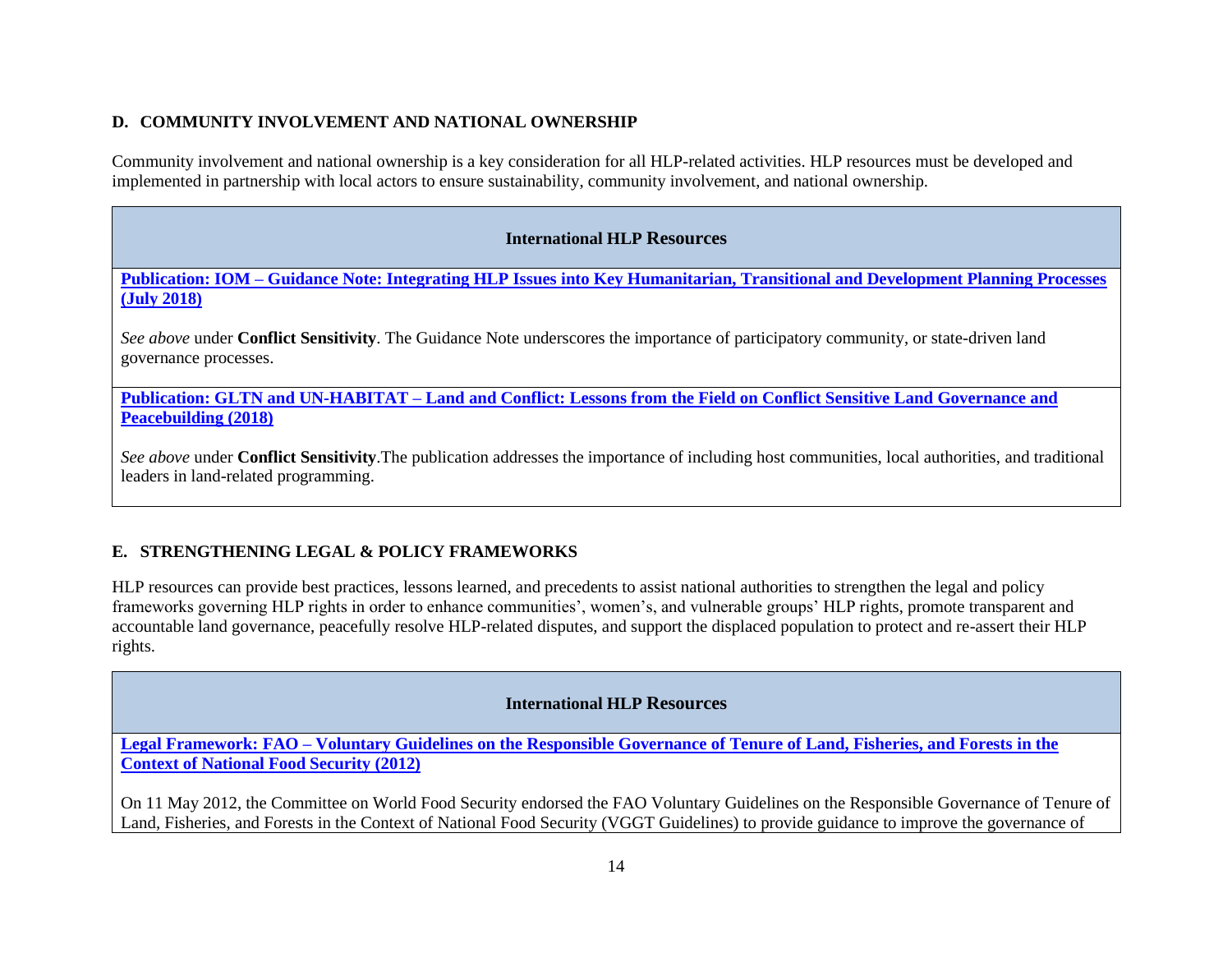## D. COMMUNITY INVOLVEMENT AND NATIONAL OWNERSHIP

Community involvement and national ownership is a key consideration for all HLP-related activities. HLP resources must be developed and implemented in partnership with local actors to ensure sustainability, community involvement, and national ownership.

| International HLP Resources |
| --- |
| **Publication: IOM – Guidance Note: Integrating HLP Issues into Key Humanitarian, Transitional and Development Planning Processes (July 2018)**<br><br>*See above* under **Conflict Sensitivity**. The Guidance Note underscores the importance of participatory community, or state-driven land governance processes. |
| **Publication: GLTN and UN-HABITAT – Land and Conflict: Lessons from the Field on Conflict Sensitive Land Governance and Peacebuilding (2018)**<br><br>*See above* under **Conflict Sensitivity**.The publication addresses the importance of including host communities, local authorities, and traditional leaders in land-related programming. |

## E. STRENGTHENING LEGAL & POLICY FRAMEWORKS

HLP resources can provide best practices, lessons learned, and precedents to assist national authorities to strengthen the legal and policy frameworks governing HLP rights in order to enhance communities', women's, and vulnerable groups' HLP rights, promote transparent and accountable land governance, peacefully resolve HLP-related disputes, and support the displaced population to protect and re-assert their HLP rights.

| International HLP Resources |
| --- |
| **Legal Framework: FAO – Voluntary Guidelines on the Responsible Governance of Tenure of Land, Fisheries, and Forests in the Context of National Food Security (2012)**<br><br>On 11 May 2012, the Committee on World Food Security endorsed the FAO Voluntary Guidelines on the Responsible Governance of Tenure of Land, Fisheries, and Forests in the Context of National Food Security (VGGT Guidelines) to provide guidance to improve the governance of |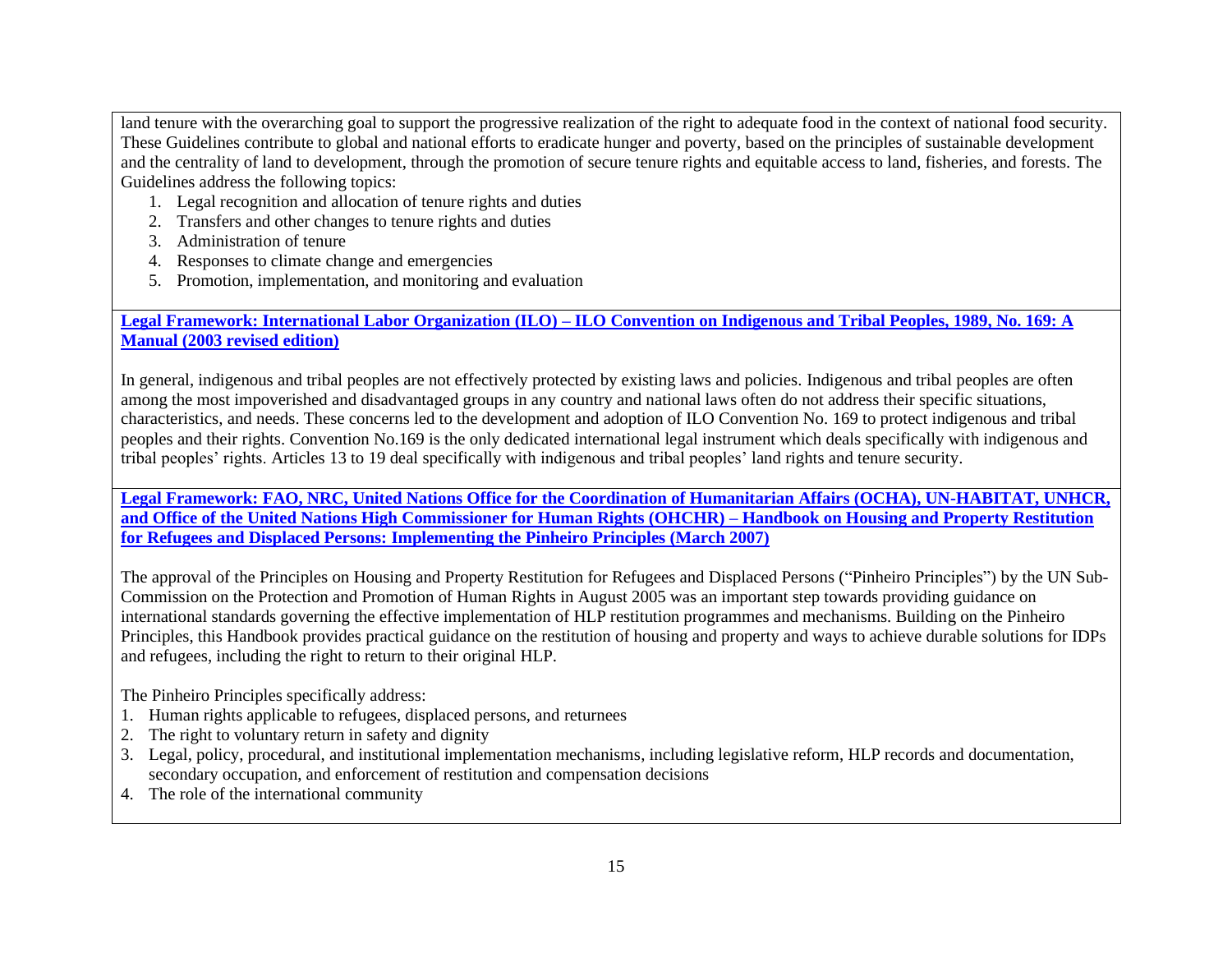land tenure with the overarching goal to support the progressive realization of the right to adequate food in the context of national food security. These Guidelines contribute to global and national efforts to eradicate hunger and poverty, based on the principles of sustainable development and the centrality of land to development, through the promotion of secure tenure rights and equitable access to land, fisheries, and forests. The Guidelines address the following topics:

1. Legal recognition and allocation of tenure rights and duties
2. Transfers and other changes to tenure rights and duties
3. Administration of tenure
4. Responses to climate change and emergencies
5. Promotion, implementation, and monitoring and evaluation

**Legal Framework: International Labor Organization (ILO) – ILO Convention on Indigenous and Tribal Peoples, 1989, No. 169: A Manual (2003 revised edition)**

In general, indigenous and tribal peoples are not effectively protected by existing laws and policies. Indigenous and tribal peoples are often among the most impoverished and disadvantaged groups in any country and national laws often do not address their specific situations, characteristics, and needs. These concerns led to the development and adoption of ILO Convention No. 169 to protect indigenous and tribal peoples and their rights. Convention No.169 is the only dedicated international legal instrument which deals specifically with indigenous and tribal peoples' rights. Articles 13 to 19 deal specifically with indigenous and tribal peoples' land rights and tenure security.

**Legal Framework: FAO, NRC, United Nations Office for the Coordination of Humanitarian Affairs (OCHA), UN-HABITAT, UNHCR, and Office of the United Nations High Commissioner for Human Rights (OHCHR) – Handbook on Housing and Property Restitution for Refugees and Displaced Persons: Implementing the Pinheiro Principles (March 2007)**

The approval of the Principles on Housing and Property Restitution for Refugees and Displaced Persons ("Pinheiro Principles") by the UN Sub-Commission on the Protection and Promotion of Human Rights in August 2005 was an important step towards providing guidance on international standards governing the effective implementation of HLP restitution programmes and mechanisms. Building on the Pinheiro Principles, this Handbook provides practical guidance on the restitution of housing and property and ways to achieve durable solutions for IDPs and refugees, including the right to return to their original HLP.

The Pinheiro Principles specifically address:

1. Human rights applicable to refugees, displaced persons, and returnees
2. The right to voluntary return in safety and dignity
3. Legal, policy, procedural, and institutional implementation mechanisms, including legislative reform, HLP records and documentation, secondary occupation, and enforcement of restitution and compensation decisions
4. The role of the international community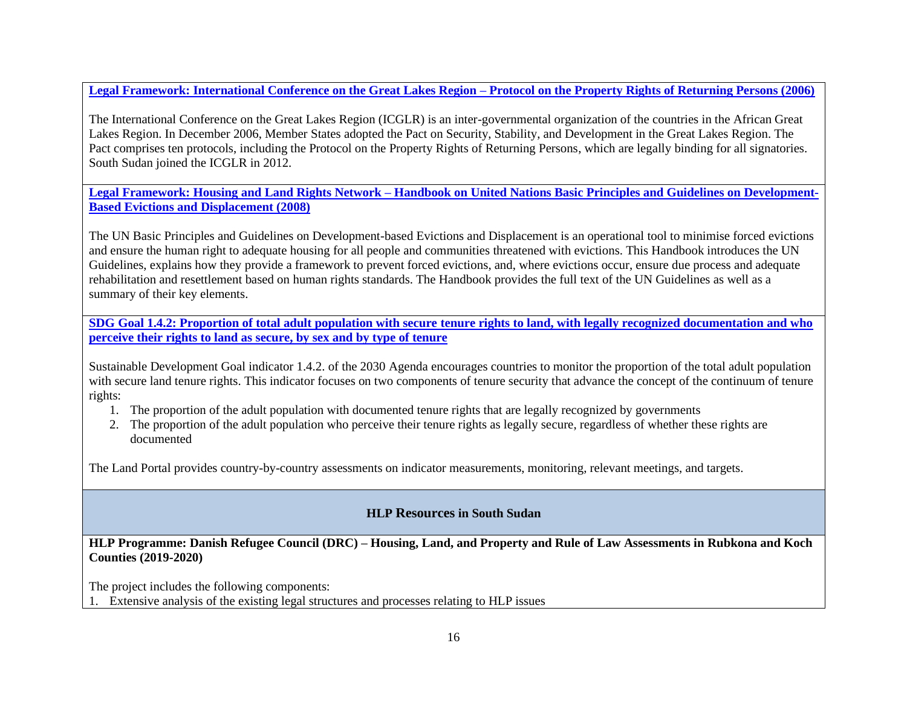**Legal Framework: International Conference on the Great Lakes Region – Protocol on the Property Rights of Returning Persons (2006)**

The International Conference on the Great Lakes Region (ICGLR) is an inter-governmental organization of the countries in the African Great Lakes Region. In December 2006, Member States adopted the Pact on Security, Stability, and Development in the Great Lakes Region. The Pact comprises ten protocols, including the Protocol on the Property Rights of Returning Persons, which are legally binding for all signatories. South Sudan joined the ICGLR in 2012.

**Legal Framework: Housing and Land Rights Network – Handbook on United Nations Basic Principles and Guidelines on Development-Based Evictions and Displacement (2008)**

The UN Basic Principles and Guidelines on Development-based Evictions and Displacement is an operational tool to minimise forced evictions and ensure the human right to adequate housing for all people and communities threatened with evictions. This Handbook introduces the UN Guidelines, explains how they provide a framework to prevent forced evictions, and, where evictions occur, ensure due process and adequate rehabilitation and resettlement based on human rights standards. The Handbook provides the full text of the UN Guidelines as well as a summary of their key elements.

**SDG Goal 1.4.2: Proportion of total adult population with secure tenure rights to land, with legally recognized documentation and who perceive their rights to land as secure, by sex and by type of tenure**

Sustainable Development Goal indicator 1.4.2. of the 2030 Agenda encourages countries to monitor the proportion of the total adult population with secure land tenure rights. This indicator focuses on two components of tenure security that advance the concept of the continuum of tenure rights:

1. The proportion of the adult population with documented tenure rights that are legally recognized by governments
2. The proportion of the adult population who perceive their tenure rights as legally secure, regardless of whether these rights are documented

The Land Portal provides country-by-country assessments on indicator measurements, monitoring, relevant meetings, and targets.

## HLP Resources in South Sudan

**HLP Programme: Danish Refugee Council (DRC) – Housing, Land, and Property and Rule of Law Assessments in Rubkona and Koch Counties (2019-2020)**

The project includes the following components:

1. Extensive analysis of the existing legal structures and processes relating to HLP issues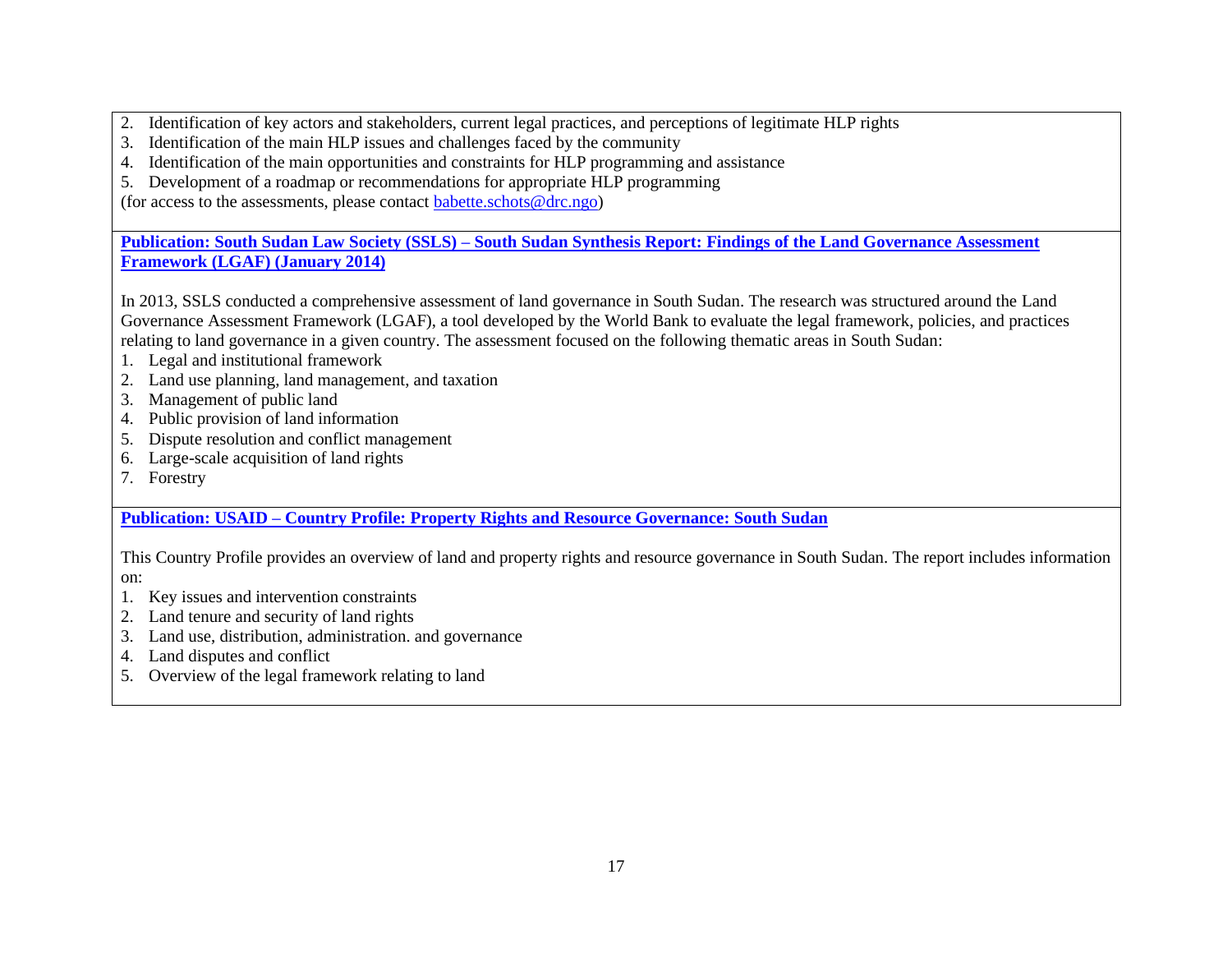2. Identification of key actors and stakeholders, current legal practices, and perceptions of legitimate HLP rights
3. Identification of the main HLP issues and challenges faced by the community
4. Identification of the main opportunities and constraints for HLP programming and assistance
5. Development of a roadmap or recommendations for appropriate HLP programming

(for access to the assessments, please contact babette.schots@drc.ngo)

**Publication: South Sudan Law Society (SSLS) – South Sudan Synthesis Report: Findings of the Land Governance Assessment Framework (LGAF) (January 2014)**

In 2013, SSLS conducted a comprehensive assessment of land governance in South Sudan. The research was structured around the Land Governance Assessment Framework (LGAF), a tool developed by the World Bank to evaluate the legal framework, policies, and practices relating to land governance in a given country. The assessment focused on the following thematic areas in South Sudan:

1. Legal and institutional framework
2. Land use planning, land management, and taxation
3. Management of public land
4. Public provision of land information
5. Dispute resolution and conflict management
6. Large-scale acquisition of land rights
7. Forestry

**Publication: USAID – Country Profile: Property Rights and Resource Governance: South Sudan**

This Country Profile provides an overview of land and property rights and resource governance in South Sudan. The report includes information on:

1. Key issues and intervention constraints
2. Land tenure and security of land rights
3. Land use, distribution, administration. and governance
4. Land disputes and conflict
5. Overview of the legal framework relating to land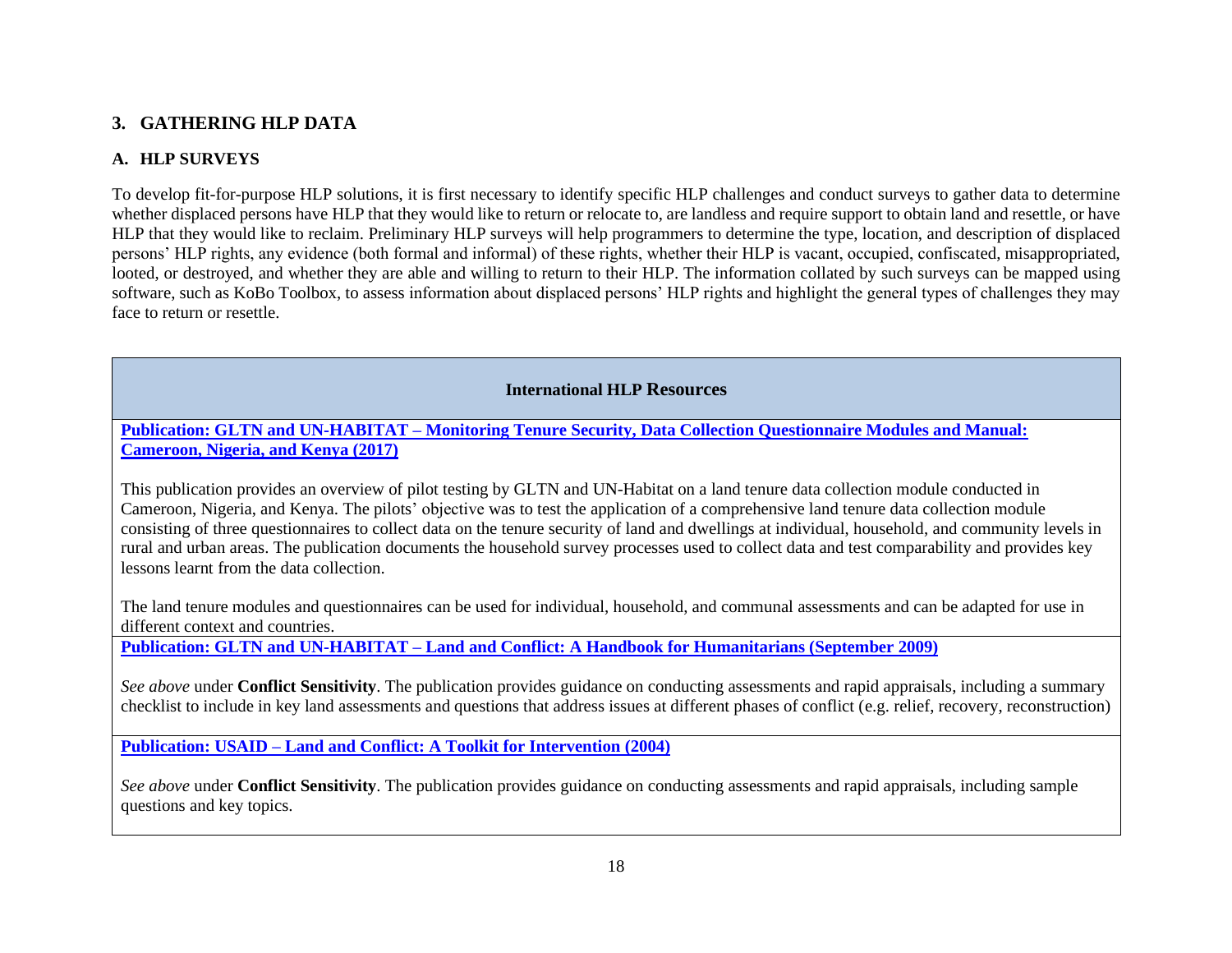## 3. GATHERING HLP DATA

### A. HLP SURVEYS

To develop fit-for-purpose HLP solutions, it is first necessary to identify specific HLP challenges and conduct surveys to gather data to determine whether displaced persons have HLP that they would like to return or relocate to, are landless and require support to obtain land and resettle, or have HLP that they would like to reclaim. Preliminary HLP surveys will help programmers to determine the type, location, and description of displaced persons' HLP rights, any evidence (both formal and informal) of these rights, whether their HLP is vacant, occupied, confiscated, misappropriated, looted, or destroyed, and whether they are able and willing to return to their HLP. The information collated by such surveys can be mapped using software, such as KoBo Toolbox, to assess information about displaced persons' HLP rights and highlight the general types of challenges they may face to return or resettle.

| International HLP Resources |
| --- |
| **Publication: GLTN and UN-HABITAT – Monitoring Tenure Security, Data Collection Questionnaire Modules and Manual: Cameroon, Nigeria, and Kenya (2017)**<br><br>This publication provides an overview of pilot testing by GLTN and UN-Habitat on a land tenure data collection module conducted in Cameroon, Nigeria, and Kenya. The pilots' objective was to test the application of a comprehensive land tenure data collection module consisting of three questionnaires to collect data on the tenure security of land and dwellings at individual, household, and community levels in rural and urban areas. The publication documents the household survey processes used to collect data and test comparability and provides key lessons learnt from the data collection.<br><br>The land tenure modules and questionnaires can be used for individual, household, and communal assessments and can be adapted for use in different context and countries. |
| **Publication: GLTN and UN-HABITAT – Land and Conflict: A Handbook for Humanitarians (September 2009)**<br><br>*See above* under **Conflict Sensitivity**. The publication provides guidance on conducting assessments and rapid appraisals, including a summary checklist to include in key land assessments and questions that address issues at different phases of conflict (e.g. relief, recovery, reconstruction) |
| **Publication: USAID – Land and Conflict: A Toolkit for Intervention (2004)**<br><br>*See above* under **Conflict Sensitivity**. The publication provides guidance on conducting assessments and rapid appraisals, including sample questions and key topics. |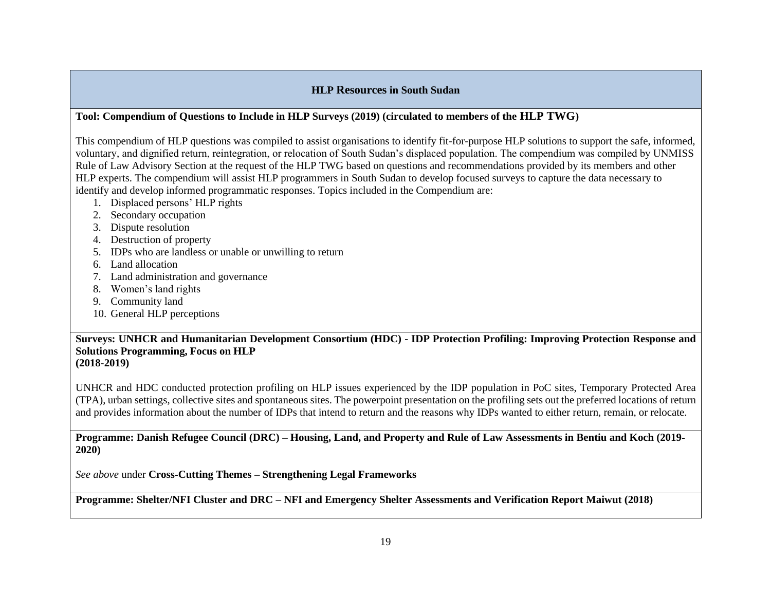## HLP Resources in South Sudan

**Tool: Compendium of Questions to Include in HLP Surveys (2019) (circulated to members of the HLP TWG)**

This compendium of HLP questions was compiled to assist organisations to identify fit-for-purpose HLP solutions to support the safe, informed, voluntary, and dignified return, reintegration, or relocation of South Sudan's displaced population. The compendium was compiled by UNMISS Rule of Law Advisory Section at the request of the HLP TWG based on questions and recommendations provided by its members and other HLP experts. The compendium will assist HLP programmers in South Sudan to develop focused surveys to capture the data necessary to identify and develop informed programmatic responses. Topics included in the Compendium are:

1. Displaced persons' HLP rights
2. Secondary occupation
3. Dispute resolution
4. Destruction of property
5. IDPs who are landless or unable or unwilling to return
6. Land allocation
7. Land administration and governance
8. Women's land rights
9. Community land
10. General HLP perceptions

**Surveys: UNHCR and Humanitarian Development Consortium (HDC) - IDP Protection Profiling: Improving Protection Response and Solutions Programming, Focus on HLP (2018-2019)**

UNHCR and HDC conducted protection profiling on HLP issues experienced by the IDP population in PoC sites, Temporary Protected Area (TPA), urban settings, collective sites and spontaneous sites. The powerpoint presentation on the profiling sets out the preferred locations of return and provides information about the number of IDPs that intend to return and the reasons why IDPs wanted to either return, remain, or relocate.

**Programme: Danish Refugee Council (DRC) – Housing, Land, and Property and Rule of Law Assessments in Bentiu and Koch (2019-2020)**

*See above* under **Cross-Cutting Themes – Strengthening Legal Frameworks**

**Programme: Shelter/NFI Cluster and DRC – NFI and Emergency Shelter Assessments and Verification Report Maiwut (2018)**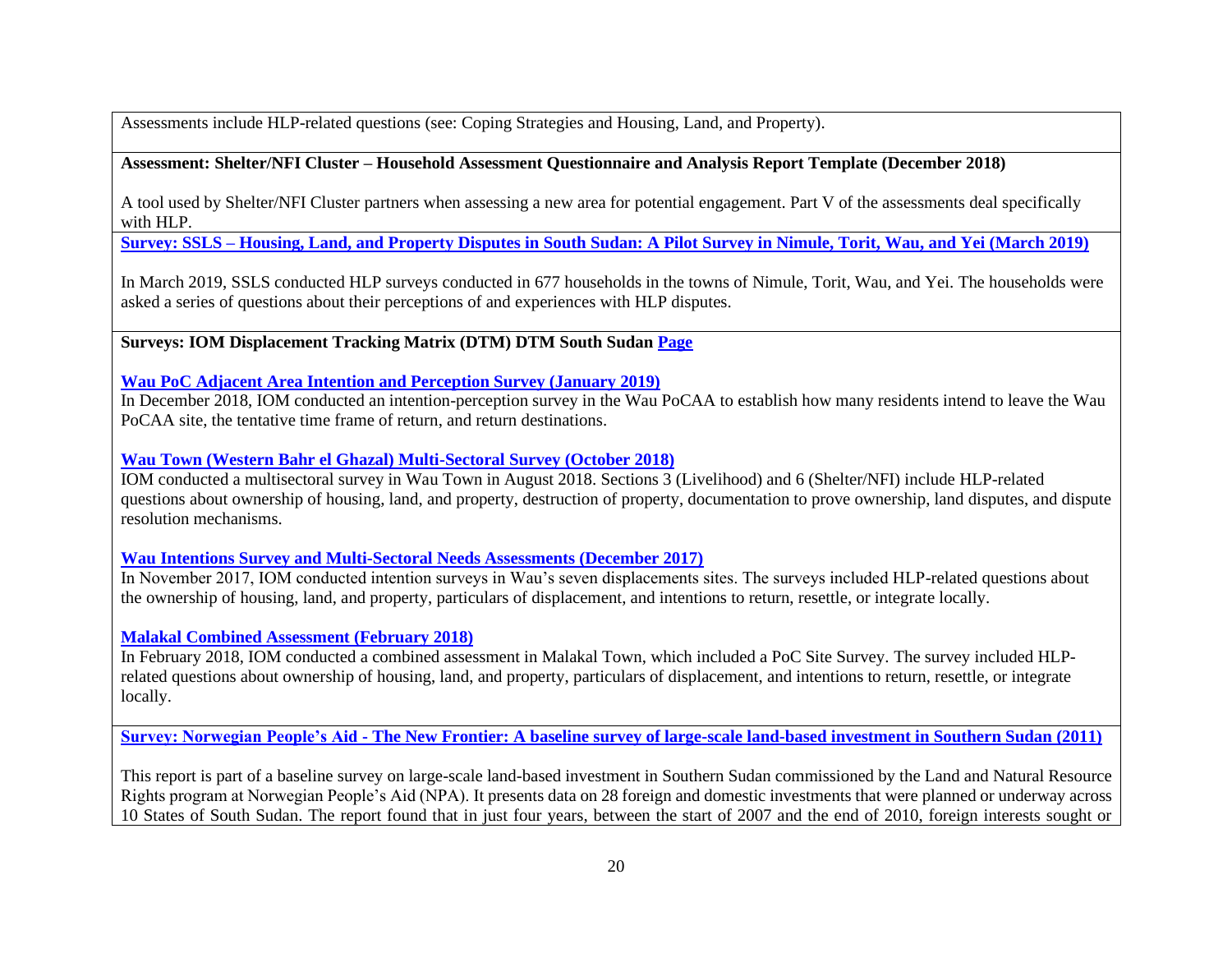Assessments include HLP-related questions (see: Coping Strategies and Housing, Land, and Property).

**Assessment: Shelter/NFI Cluster – Household Assessment Questionnaire and Analysis Report Template (December 2018)**

A tool used by Shelter/NFI Cluster partners when assessing a new area for potential engagement. Part V of the assessments deal specifically with HLP.

**Survey: SSLS – Housing, Land, and Property Disputes in South Sudan: A Pilot Survey in Nimule, Torit, Wau, and Yei (March 2019)**

In March 2019, SSLS conducted HLP surveys conducted in 677 households in the towns of Nimule, Torit, Wau, and Yei. The households were asked a series of questions about their perceptions of and experiences with HLP disputes.

**Surveys: IOM Displacement Tracking Matrix (DTM) DTM South Sudan Page**

**Wau PoC Adjacent Area Intention and Perception Survey (January 2019)**

In December 2018, IOM conducted an intention-perception survey in the Wau PoCAA to establish how many residents intend to leave the Wau PoCAA site, the tentative time frame of return, and return destinations.

**Wau Town (Western Bahr el Ghazal) Multi-Sectoral Survey (October 2018)**

IOM conducted a multisectoral survey in Wau Town in August 2018. Sections 3 (Livelihood) and 6 (Shelter/NFI) include HLP-related questions about ownership of housing, land, and property, destruction of property, documentation to prove ownership, land disputes, and dispute resolution mechanisms.

**Wau Intentions Survey and Multi-Sectoral Needs Assessments (December 2017)**

In November 2017, IOM conducted intention surveys in Wau's seven displacements sites. The surveys included HLP-related questions about the ownership of housing, land, and property, particulars of displacement, and intentions to return, resettle, or integrate locally.

**Malakal Combined Assessment (February 2018)**

In February 2018, IOM conducted a combined assessment in Malakal Town, which included a PoC Site Survey. The survey included HLP-related questions about ownership of housing, land, and property, particulars of displacement, and intentions to return, resettle, or integrate locally.

**Survey: Norwegian People's Aid - The New Frontier: A baseline survey of large-scale land-based investment in Southern Sudan (2011)**

This report is part of a baseline survey on large-scale land-based investment in Southern Sudan commissioned by the Land and Natural Resource Rights program at Norwegian People's Aid (NPA). It presents data on 28 foreign and domestic investments that were planned or underway across 10 States of South Sudan. The report found that in just four years, between the start of 2007 and the end of 2010, foreign interests sought or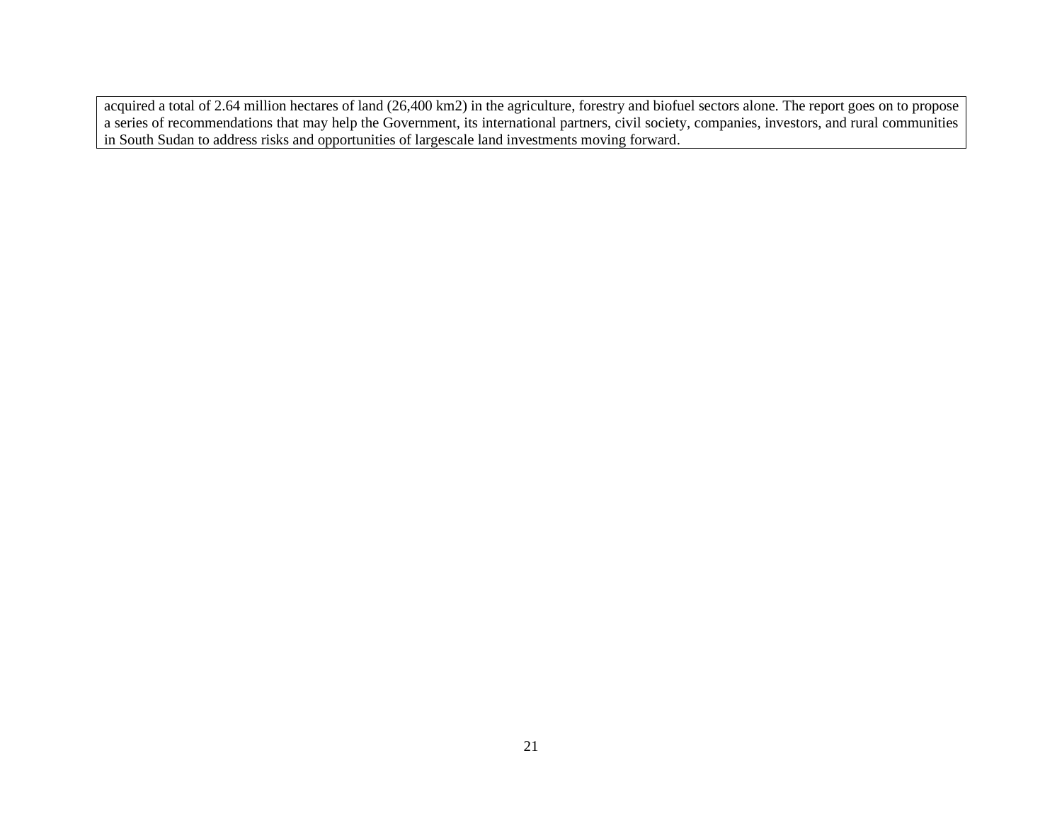acquired a total of 2.64 million hectares of land (26,400 km2) in the agriculture, forestry and biofuel sectors alone. The report goes on to propose a series of recommendations that may help the Government, its international partners, civil society, companies, investors, and rural communities in South Sudan to address risks and opportunities of largescale land investments moving forward.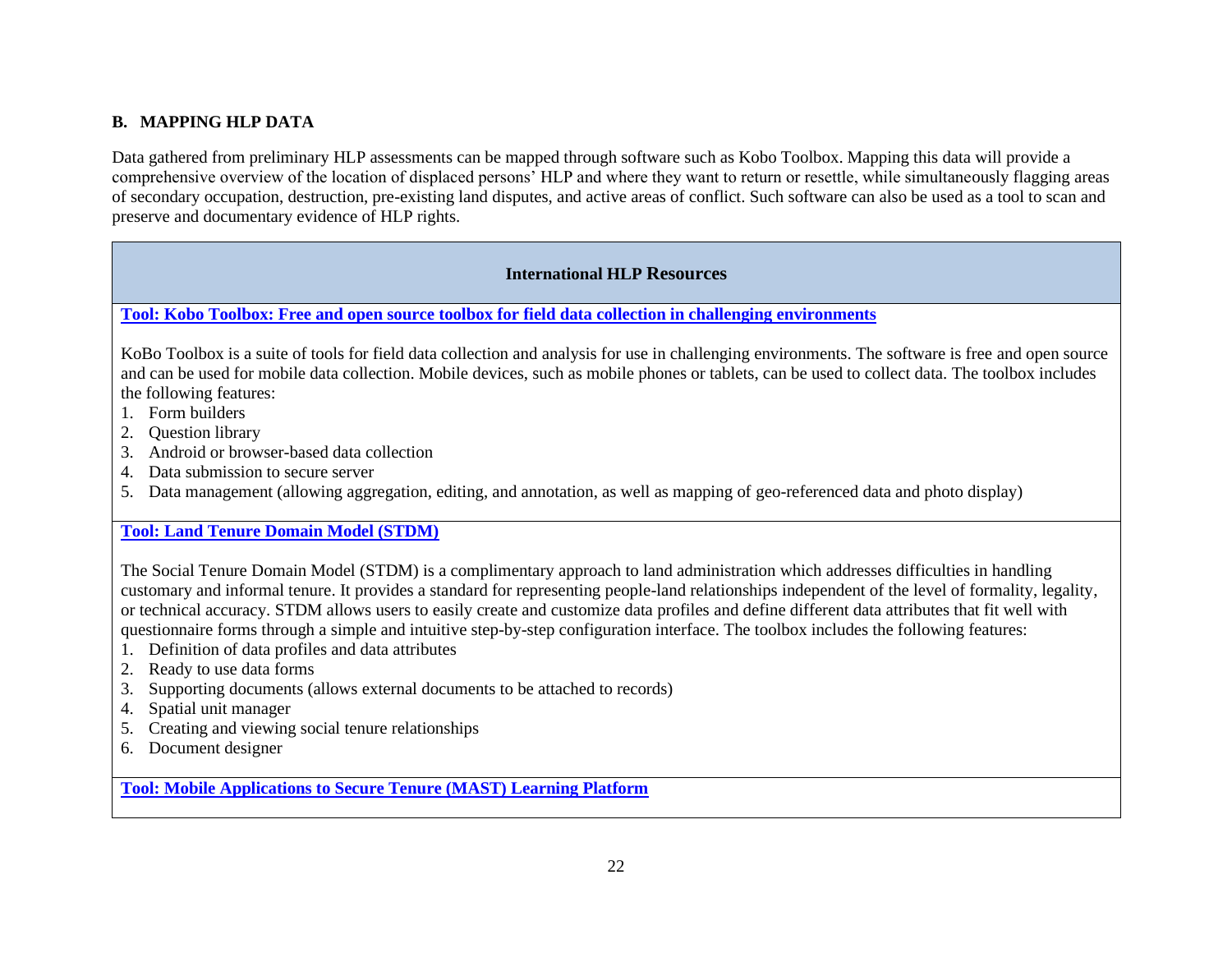## B. MAPPING HLP DATA

Data gathered from preliminary HLP assessments can be mapped through software such as Kobo Toolbox. Mapping this data will provide a comprehensive overview of the location of displaced persons' HLP and where they want to return or resettle, while simultaneously flagging areas of secondary occupation, destruction, pre-existing land disputes, and active areas of conflict. Such software can also be used as a tool to scan and preserve and documentary evidence of HLP rights.

### International HLP Resources

**Tool: Kobo Toolbox: Free and open source toolbox for field data collection in challenging environments**

KoBo Toolbox is a suite of tools for field data collection and analysis for use in challenging environments. The software is free and open source and can be used for mobile data collection. Mobile devices, such as mobile phones or tablets, can be used to collect data. The toolbox includes the following features:

1. Form builders
2. Question library
3. Android or browser-based data collection
4. Data submission to secure server
5. Data management (allowing aggregation, editing, and annotation, as well as mapping of geo-referenced data and photo display)

**Tool: Land Tenure Domain Model (STDM)**

The Social Tenure Domain Model (STDM) is a complimentary approach to land administration which addresses difficulties in handling customary and informal tenure. It provides a standard for representing people-land relationships independent of the level of formality, legality, or technical accuracy. STDM allows users to easily create and customize data profiles and define different data attributes that fit well with questionnaire forms through a simple and intuitive step-by-step configuration interface. The toolbox includes the following features:

1. Definition of data profiles and data attributes
2. Ready to use data forms
3. Supporting documents (allows external documents to be attached to records)
4. Spatial unit manager
5. Creating and viewing social tenure relationships
6. Document designer

**Tool: Mobile Applications to Secure Tenure (MAST) Learning Platform**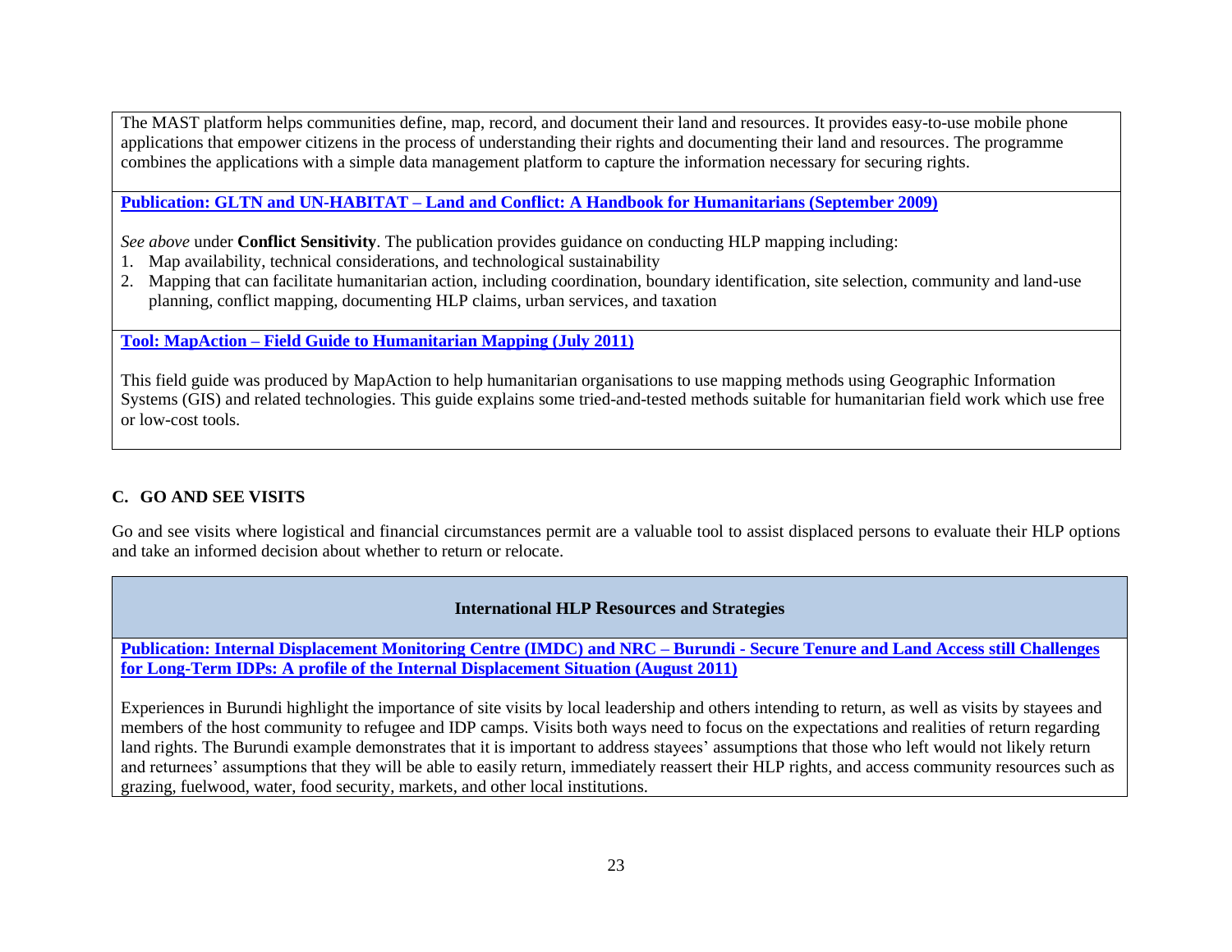The MAST platform helps communities define, map, record, and document their land and resources. It provides easy-to-use mobile phone applications that empower citizens in the process of understanding their rights and documenting their land and resources. The programme combines the applications with a simple data management platform to capture the information necessary for securing rights.

**Publication: GLTN and UN-HABITAT – Land and Conflict: A Handbook for Humanitarians (September 2009)**

*See above* under **Conflict Sensitivity**. The publication provides guidance on conducting HLP mapping including:

1. Map availability, technical considerations, and technological sustainability
2. Mapping that can facilitate humanitarian action, including coordination, boundary identification, site selection, community and land-use planning, conflict mapping, documenting HLP claims, urban services, and taxation

**Tool: MapAction – Field Guide to Humanitarian Mapping (July 2011)**

This field guide was produced by MapAction to help humanitarian organisations to use mapping methods using Geographic Information Systems (GIS) and related technologies. This guide explains some tried-and-tested methods suitable for humanitarian field work which use free or low-cost tools.

## C. GO AND SEE VISITS

Go and see visits where logistical and financial circumstances permit are a valuable tool to assist displaced persons to evaluate their HLP options and take an informed decision about whether to return or relocate.

**International HLP Resources and Strategies**

**Publication: Internal Displacement Monitoring Centre (IMDC) and NRC – Burundi - Secure Tenure and Land Access still Challenges for Long-Term IDPs: A profile of the Internal Displacement Situation (August 2011)**

Experiences in Burundi highlight the importance of site visits by local leadership and others intending to return, as well as visits by stayees and members of the host community to refugee and IDP camps. Visits both ways need to focus on the expectations and realities of return regarding land rights. The Burundi example demonstrates that it is important to address stayees' assumptions that those who left would not likely return and returnees' assumptions that they will be able to easily return, immediately reassert their HLP rights, and access community resources such as grazing, fuelwood, water, food security, markets, and other local institutions.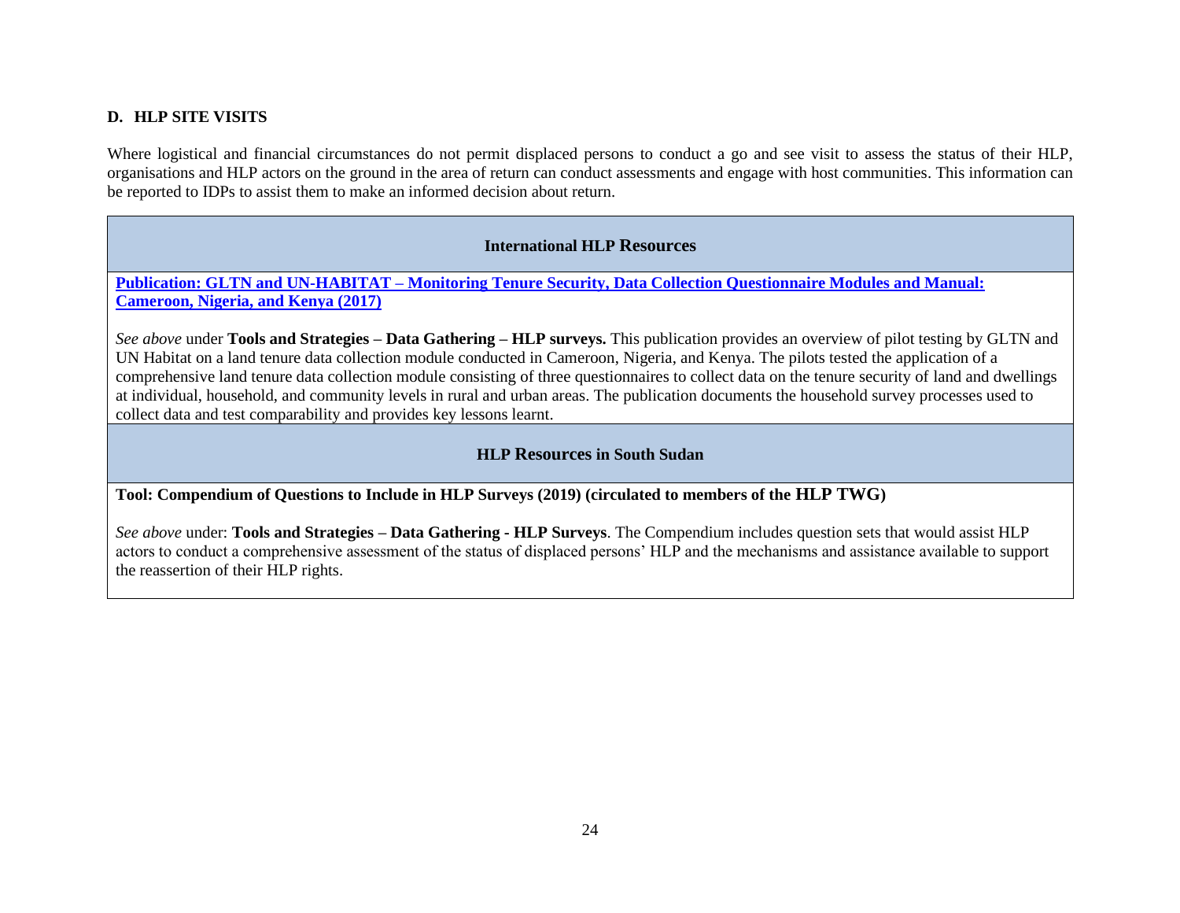## D. HLP SITE VISITS

Where logistical and financial circumstances do not permit displaced persons to conduct a go and see visit to assess the status of their HLP, organisations and HLP actors on the ground in the area of return can conduct assessments and engage with host communities. This information can be reported to IDPs to assist them to make an informed decision about return.

| International HLP Resources |
| --- |
| **Publication: GLTN and UN-HABITAT – Monitoring Tenure Security, Data Collection Questionnaire Modules and Manual: Cameroon, Nigeria, and Kenya (2017)**<br><br>*See above* under **Tools and Strategies – Data Gathering – HLP surveys.** This publication provides an overview of pilot testing by GLTN and UN Habitat on a land tenure data collection module conducted in Cameroon, Nigeria, and Kenya. The pilots tested the application of a comprehensive land tenure data collection module consisting of three questionnaires to collect data on the tenure security of land and dwellings at individual, household, and community levels in rural and urban areas. The publication documents the household survey processes used to collect data and test comparability and provides key lessons learnt. |
| **HLP Resources in South Sudan** |
| **Tool: Compendium of Questions to Include in HLP Surveys (2019) (circulated to members of the HLP TWG)**<br><br>*See above* under: **Tools and Strategies – Data Gathering - HLP Surveys**. The Compendium includes question sets that would assist HLP actors to conduct a comprehensive assessment of the status of displaced persons' HLP and the mechanisms and assistance available to support the reassertion of their HLP rights. |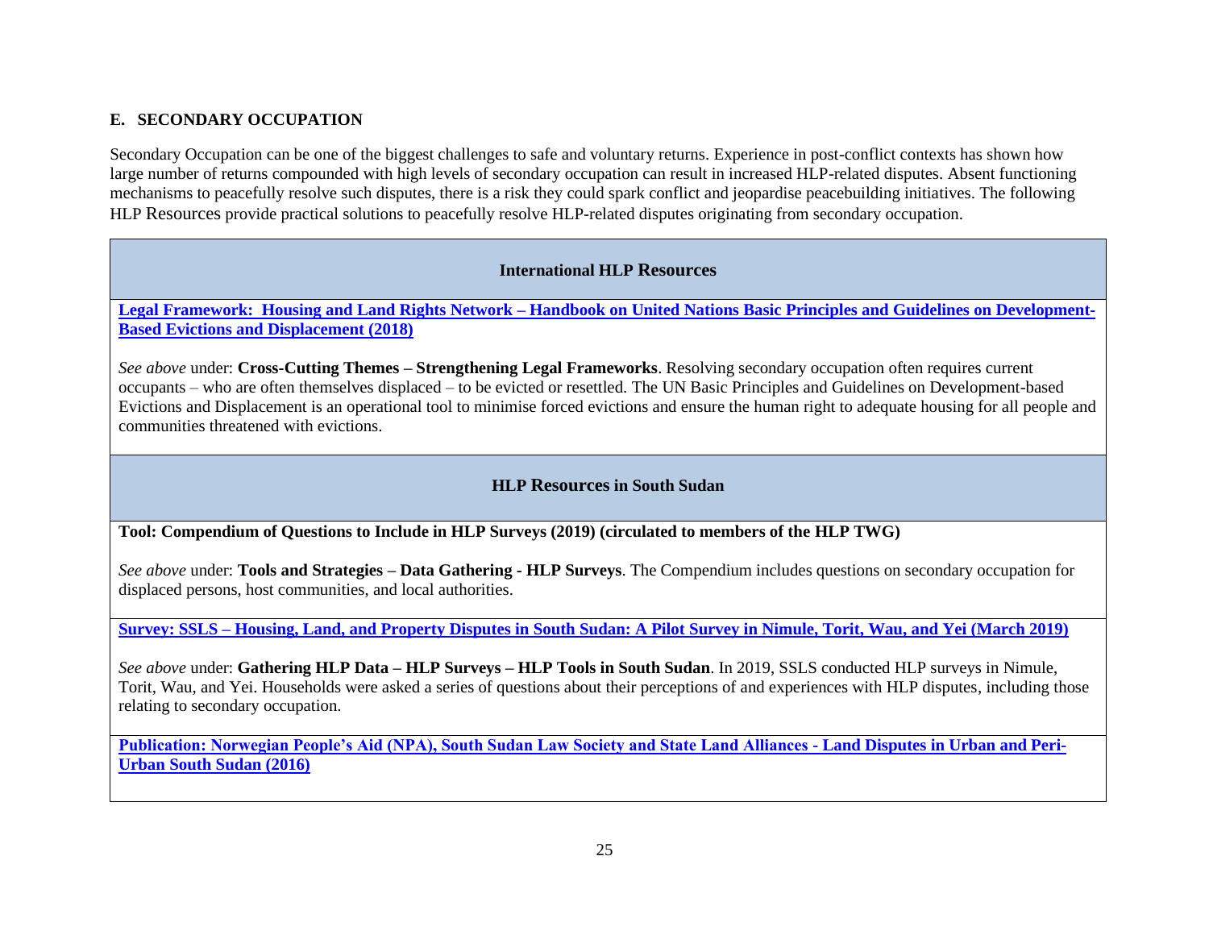## E. SECONDARY OCCUPATION

Secondary Occupation can be one of the biggest challenges to safe and voluntary returns. Experience in post-conflict contexts has shown how large number of returns compounded with high levels of secondary occupation can result in increased HLP-related disputes. Absent functioning mechanisms to peacefully resolve such disputes, there is a risk they could spark conflict and jeopardise peacebuilding initiatives. The following HLP Resources provide practical solutions to peacefully resolve HLP-related disputes originating from secondary occupation.

| International HLP Resources |
|---|
| **Legal Framework: Housing and Land Rights Network – Handbook on United Nations Basic Principles and Guidelines on Development-Based Evictions and Displacement (2018)**<br><br>*See above* under: **Cross-Cutting Themes – Strengthening Legal Frameworks**. Resolving secondary occupation often requires current occupants – who are often themselves displaced – to be evicted or resettled. The UN Basic Principles and Guidelines on Development-based Evictions and Displacement is an operational tool to minimise forced evictions and ensure the human right to adequate housing for all people and communities threatened with evictions. |
| **HLP Resources in South Sudan** |
| **Tool: Compendium of Questions to Include in HLP Surveys (2019) (circulated to members of the HLP TWG)**<br><br>*See above* under: **Tools and Strategies – Data Gathering - HLP Surveys**. The Compendium includes questions on secondary occupation for displaced persons, host communities, and local authorities. |
| **Survey: SSLS – Housing, Land, and Property Disputes in South Sudan: A Pilot Survey in Nimule, Torit, Wau, and Yei (March 2019)**<br><br>*See above* under: **Gathering HLP Data – HLP Surveys – HLP Tools in South Sudan**. In 2019, SSLS conducted HLP surveys in Nimule, Torit, Wau, and Yei. Households were asked a series of questions about their perceptions of and experiences with HLP disputes, including those relating to secondary occupation. |
| **Publication: Norwegian People's Aid (NPA), South Sudan Law Society and State Land Alliances - Land Disputes in Urban and Peri-Urban South Sudan (2016)** |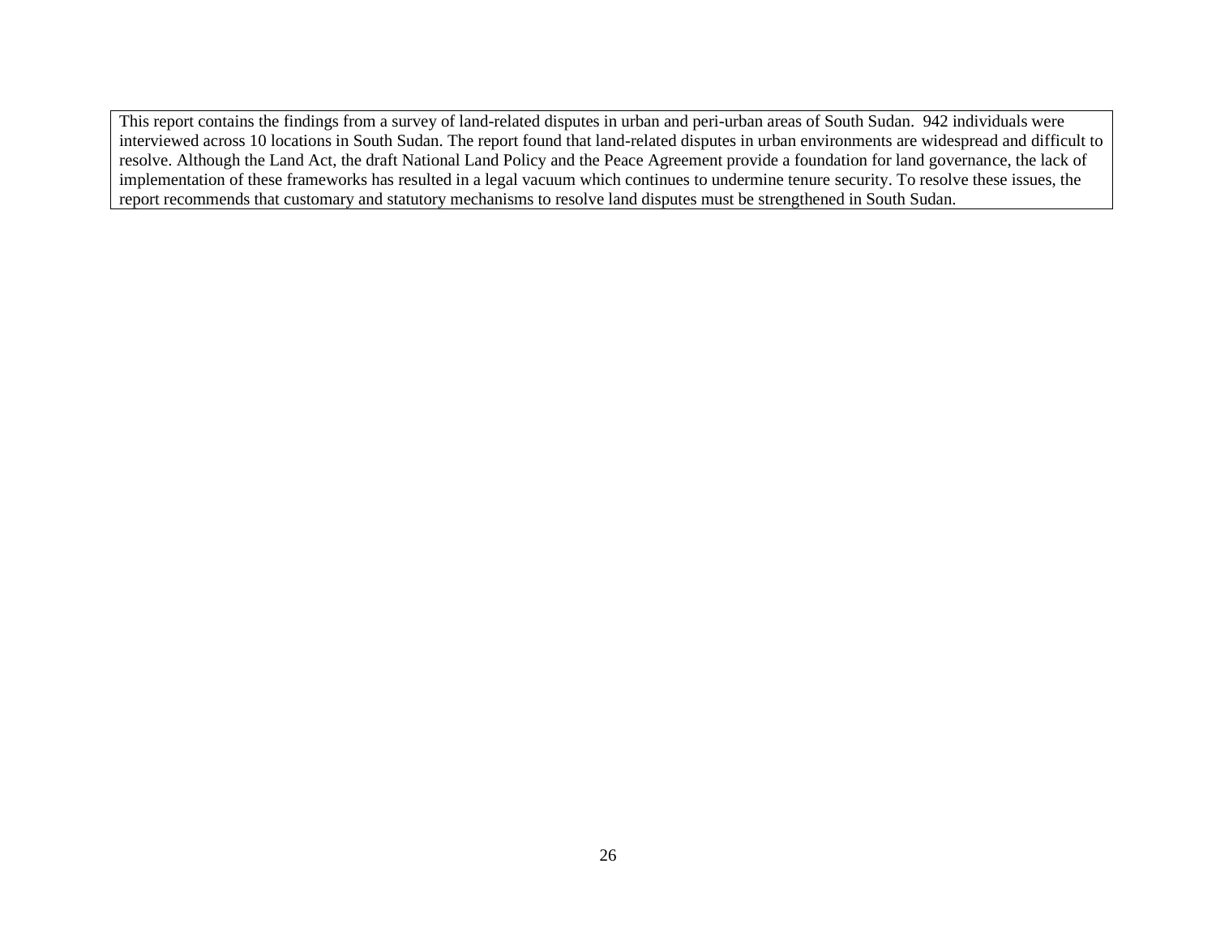This report contains the findings from a survey of land-related disputes in urban and peri-urban areas of South Sudan. 942 individuals were interviewed across 10 locations in South Sudan. The report found that land-related disputes in urban environments are widespread and difficult to resolve. Although the Land Act, the draft National Land Policy and the Peace Agreement provide a foundation for land governance, the lack of implementation of these frameworks has resulted in a legal vacuum which continues to undermine tenure security. To resolve these issues, the report recommends that customary and statutory mechanisms to resolve land disputes must be strengthened in South Sudan.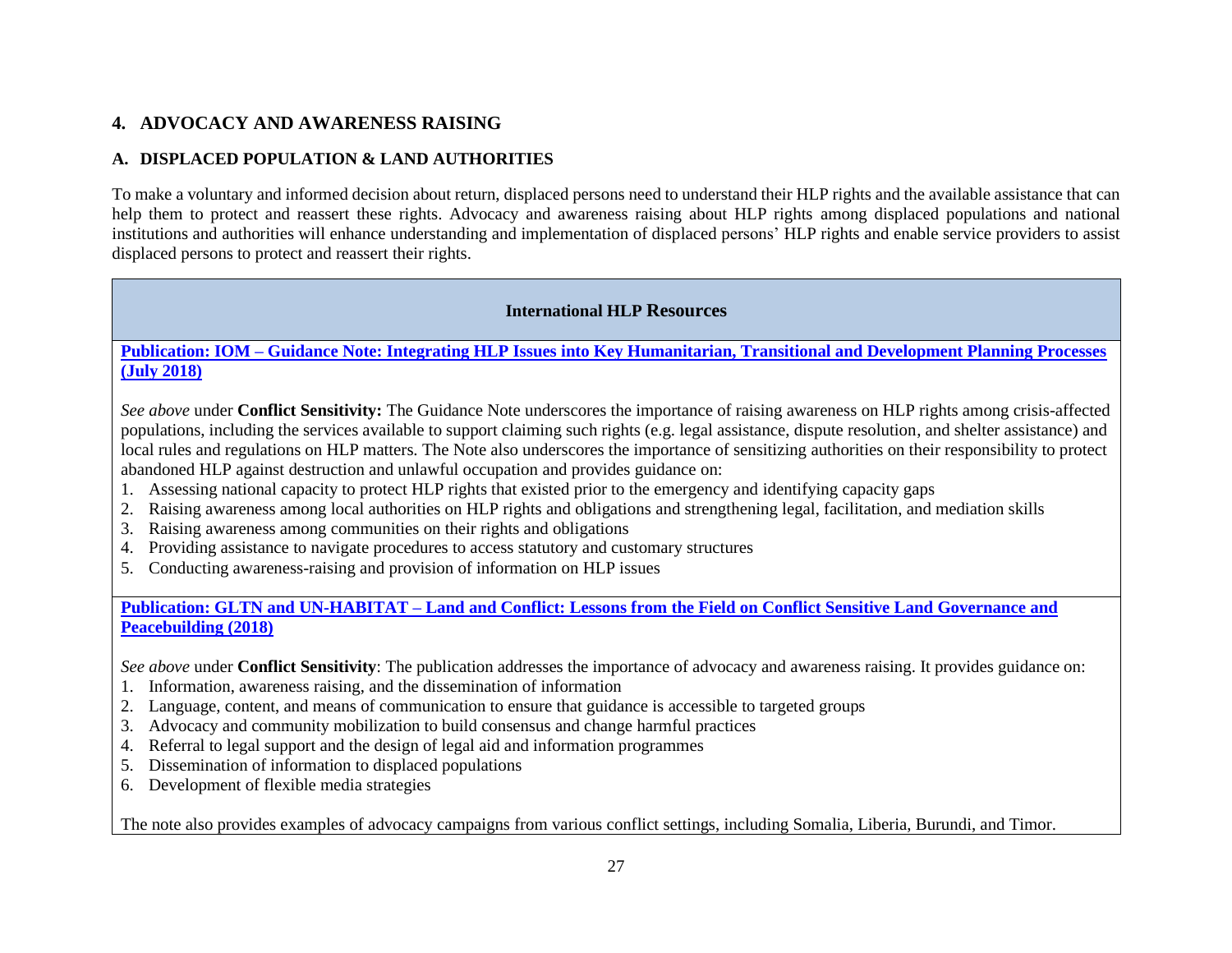## 4. ADVOCACY AND AWARENESS RAISING

### A. DISPLACED POPULATION & LAND AUTHORITIES

To make a voluntary and informed decision about return, displaced persons need to understand their HLP rights and the available assistance that can help them to protect and reassert these rights. Advocacy and awareness raising about HLP rights among displaced populations and national institutions and authorities will enhance understanding and implementation of displaced persons' HLP rights and enable service providers to assist displaced persons to protect and reassert their rights.

| International HLP Resources |
| --- |
| **Publication: IOM – Guidance Note: Integrating HLP Issues into Key Humanitarian, Transitional and Development Planning Processes (July 2018)**<br><br>*See above* under **Conflict Sensitivity:** The Guidance Note underscores the importance of raising awareness on HLP rights among crisis-affected populations, including the services available to support claiming such rights (e.g. legal assistance, dispute resolution, and shelter assistance) and local rules and regulations on HLP matters. The Note also underscores the importance of sensitizing authorities on their responsibility to protect abandoned HLP against destruction and unlawful occupation and provides guidance on:<br>1. Assessing national capacity to protect HLP rights that existed prior to the emergency and identifying capacity gaps<br>2. Raising awareness among local authorities on HLP rights and obligations and strengthening legal, facilitation, and mediation skills<br>3. Raising awareness among communities on their rights and obligations<br>4. Providing assistance to navigate procedures to access statutory and customary structures<br>5. Conducting awareness-raising and provision of information on HLP issues |
| **Publication: GLTN and UN-HABITAT – Land and Conflict: Lessons from the Field on Conflict Sensitive Land Governance and Peacebuilding (2018)**<br><br>*See above* under **Conflict Sensitivity**: The publication addresses the importance of advocacy and awareness raising. It provides guidance on:<br>1. Information, awareness raising, and the dissemination of information<br>2. Language, content, and means of communication to ensure that guidance is accessible to targeted groups<br>3. Advocacy and community mobilization to build consensus and change harmful practices<br>4. Referral to legal support and the design of legal aid and information programmes<br>5. Dissemination of information to displaced populations<br>6. Development of flexible media strategies<br><br>The note also provides examples of advocacy campaigns from various conflict settings, including Somalia, Liberia, Burundi, and Timor. |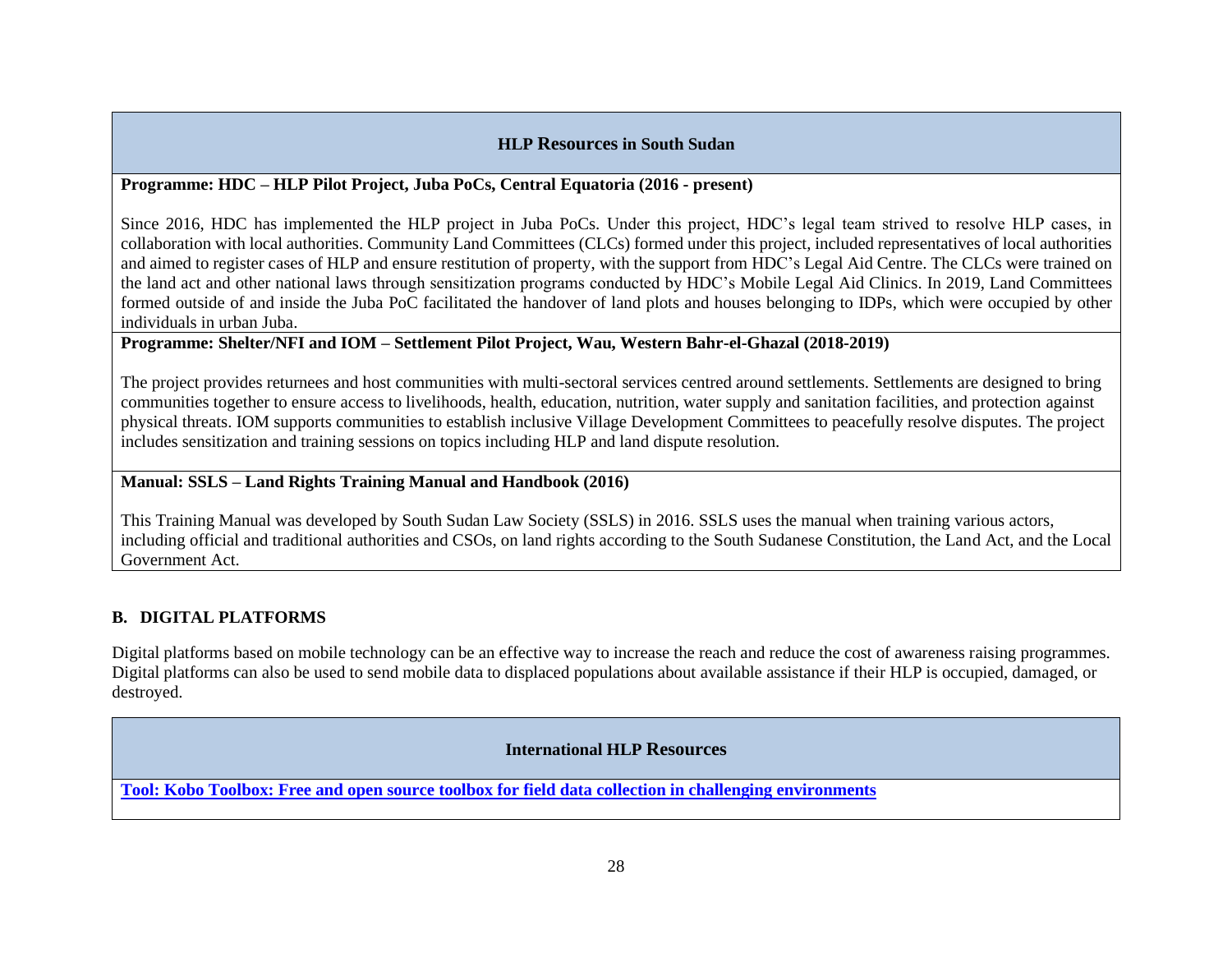| **HLP Resources in South Sudan** |
| --- |
| **Programme: HDC – HLP Pilot Project, Juba PoCs, Central Equatoria (2016 - present)**<br><br>Since 2016, HDC has implemented the HLP project in Juba PoCs. Under this project, HDC's legal team strived to resolve HLP cases, in collaboration with local authorities. Community Land Committees (CLCs) formed under this project, included representatives of local authorities and aimed to register cases of HLP and ensure restitution of property, with the support from HDC's Legal Aid Centre. The CLCs were trained on the land act and other national laws through sensitization programs conducted by HDC's Mobile Legal Aid Clinics. In 2019, Land Committees formed outside of and inside the Juba PoC facilitated the handover of land plots and houses belonging to IDPs, which were occupied by other individuals in urban Juba. |
| **Programme: Shelter/NFI and IOM – Settlement Pilot Project, Wau, Western Bahr-el-Ghazal (2018-2019)**<br><br>The project provides returnees and host communities with multi-sectoral services centred around settlements. Settlements are designed to bring communities together to ensure access to livelihoods, health, education, nutrition, water supply and sanitation facilities, and protection against physical threats. IOM supports communities to establish inclusive Village Development Committees to peacefully resolve disputes. The project includes sensitization and training sessions on topics including HLP and land dispute resolution. |
| **Manual: SSLS – Land Rights Training Manual and Handbook (2016)**<br><br>This Training Manual was developed by South Sudan Law Society (SSLS) in 2016. SSLS uses the manual when training various actors, including official and traditional authorities and CSOs, on land rights according to the South Sudanese Constitution, the Land Act, and the Local Government Act. |

## B. DIGITAL PLATFORMS

Digital platforms based on mobile technology can be an effective way to increase the reach and reduce the cost of awareness raising programmes. Digital platforms can also be used to send mobile data to displaced populations about available assistance if their HLP is occupied, damaged, or destroyed.

| **International HLP Resources** |
| --- |
| **Tool: Kobo Toolbox: Free and open source toolbox for field data collection in challenging environments** |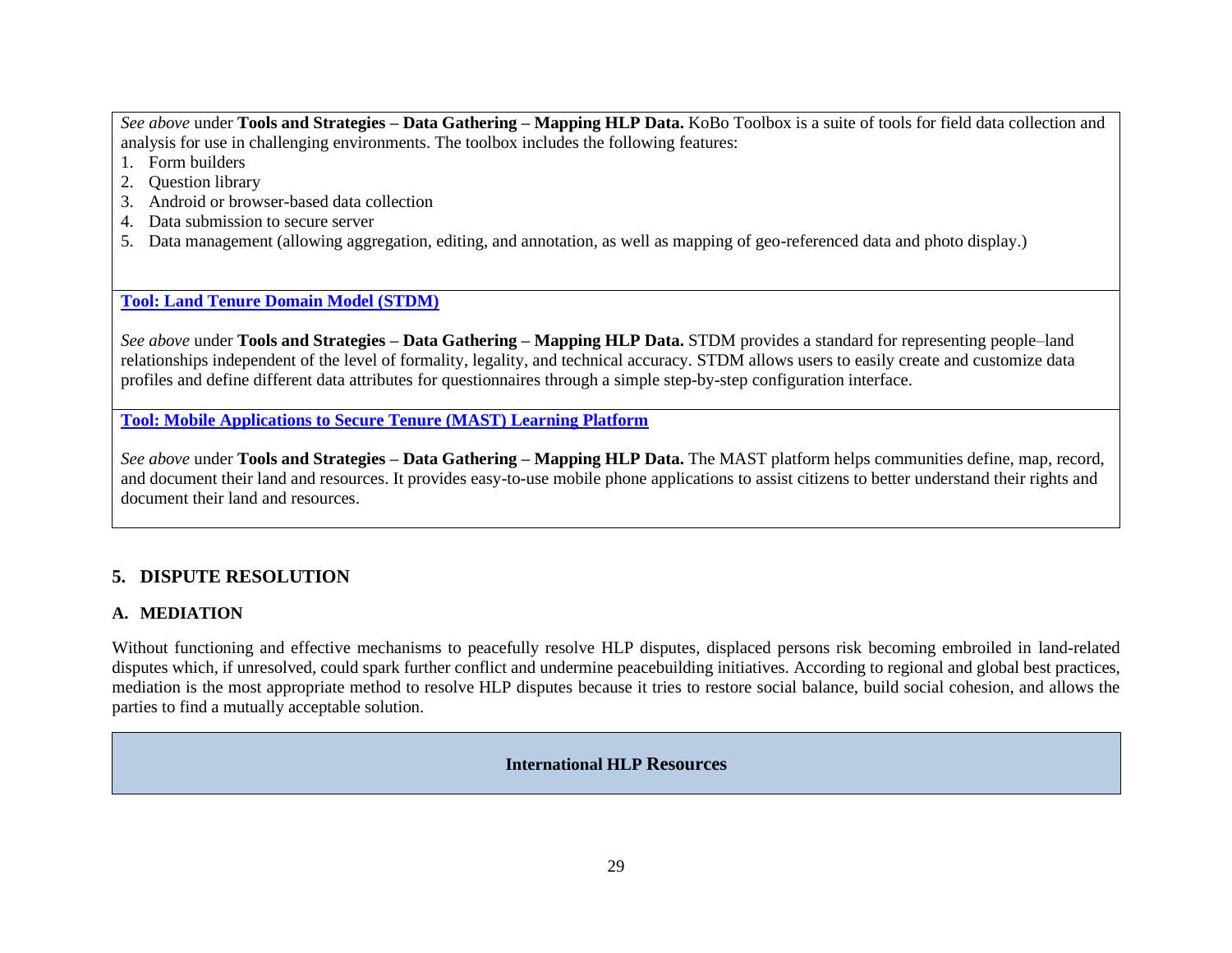*See above* under **Tools and Strategies – Data Gathering – Mapping HLP Data.** KoBo Toolbox is a suite of tools for field data collection and analysis for use in challenging environments. The toolbox includes the following features:

1. Form builders
2. Question library
3. Android or browser-based data collection
4. Data submission to secure server
5. Data management (allowing aggregation, editing, and annotation, as well as mapping of geo-referenced data and photo display.)

**Tool: Land Tenure Domain Model (STDM)**

*See above* under **Tools and Strategies – Data Gathering – Mapping HLP Data.** STDM provides a standard for representing people–land relationships independent of the level of formality, legality, and technical accuracy. STDM allows users to easily create and customize data profiles and define different data attributes for questionnaires through a simple step-by-step configuration interface.

**Tool: Mobile Applications to Secure Tenure (MAST) Learning Platform**

*See above* under **Tools and Strategies – Data Gathering – Mapping HLP Data.** The MAST platform helps communities define, map, record, and document their land and resources. It provides easy-to-use mobile phone applications to assist citizens to better understand their rights and document their land and resources.

## 5. DISPUTE RESOLUTION

### A. MEDIATION

Without functioning and effective mechanisms to peacefully resolve HLP disputes, displaced persons risk becoming embroiled in land-related disputes which, if unresolved, could spark further conflict and undermine peacebuilding initiatives. According to regional and global best practices, mediation is the most appropriate method to resolve HLP disputes because it tries to restore social balance, build social cohesion, and allows the parties to find a mutually acceptable solution.

**International HLP Resources**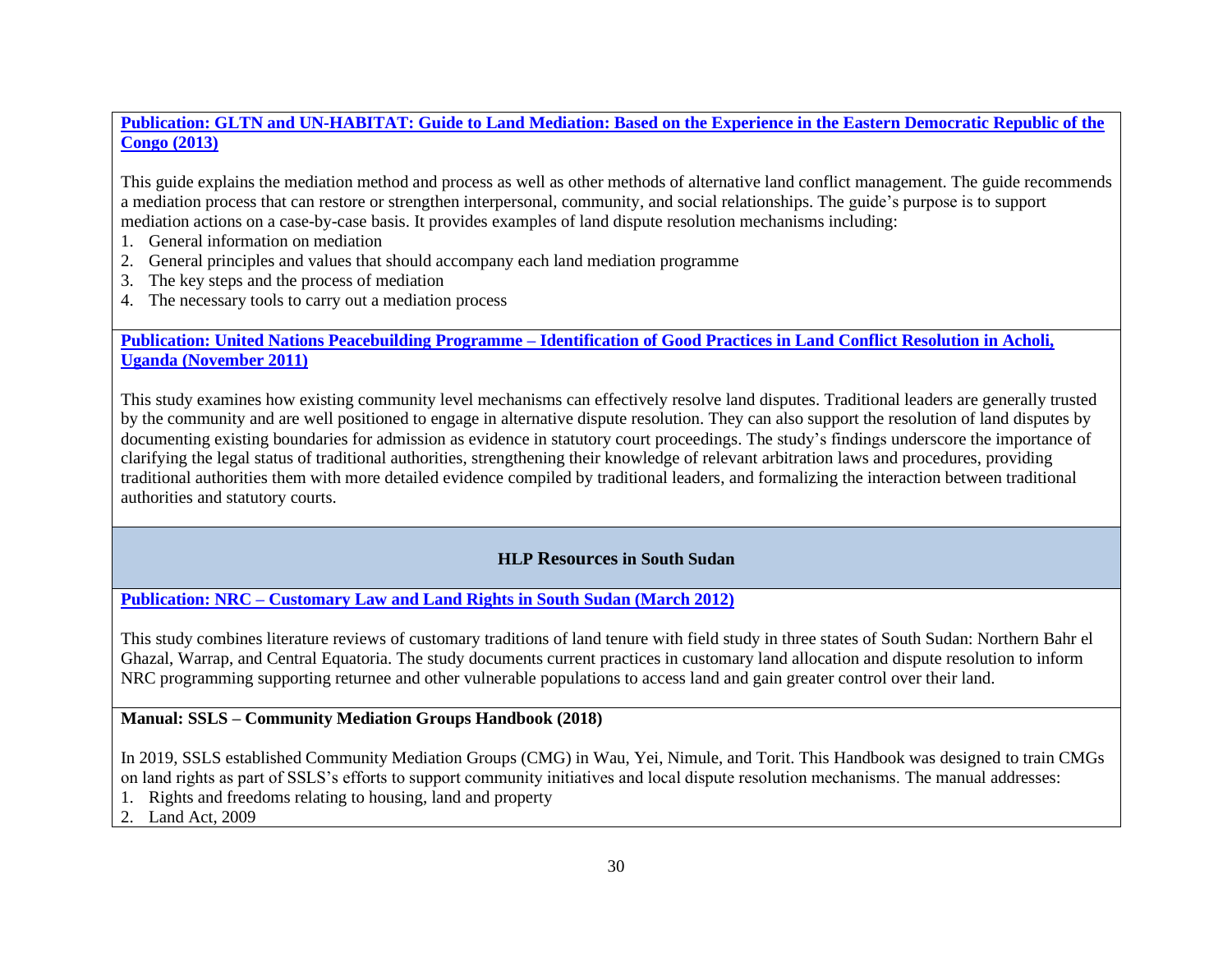**Publication: GLTN and UN-HABITAT: Guide to Land Mediation: Based on the Experience in the Eastern Democratic Republic of the Congo (2013)**

This guide explains the mediation method and process as well as other methods of alternative land conflict management. The guide recommends a mediation process that can restore or strengthen interpersonal, community, and social relationships. The guide's purpose is to support mediation actions on a case-by-case basis. It provides examples of land dispute resolution mechanisms including:

1. General information on mediation
2. General principles and values that should accompany each land mediation programme
3. The key steps and the process of mediation
4. The necessary tools to carry out a mediation process

**Publication: United Nations Peacebuilding Programme – Identification of Good Practices in Land Conflict Resolution in Acholi, Uganda (November 2011)**

This study examines how existing community level mechanisms can effectively resolve land disputes. Traditional leaders are generally trusted by the community and are well positioned to engage in alternative dispute resolution. They can also support the resolution of land disputes by documenting existing boundaries for admission as evidence in statutory court proceedings. The study's findings underscore the importance of clarifying the legal status of traditional authorities, strengthening their knowledge of relevant arbitration laws and procedures, providing traditional authorities them with more detailed evidence compiled by traditional leaders, and formalizing the interaction between traditional authorities and statutory courts.

## HLP Resources in South Sudan

**Publication: NRC – Customary Law and Land Rights in South Sudan (March 2012)**

This study combines literature reviews of customary traditions of land tenure with field study in three states of South Sudan: Northern Bahr el Ghazal, Warrap, and Central Equatoria. The study documents current practices in customary land allocation and dispute resolution to inform NRC programming supporting returnee and other vulnerable populations to access land and gain greater control over their land.

**Manual: SSLS – Community Mediation Groups Handbook (2018)**

In 2019, SSLS established Community Mediation Groups (CMG) in Wau, Yei, Nimule, and Torit. This Handbook was designed to train CMGs on land rights as part of SSLS's efforts to support community initiatives and local dispute resolution mechanisms. The manual addresses:

1. Rights and freedoms relating to housing, land and property
2. Land Act, 2009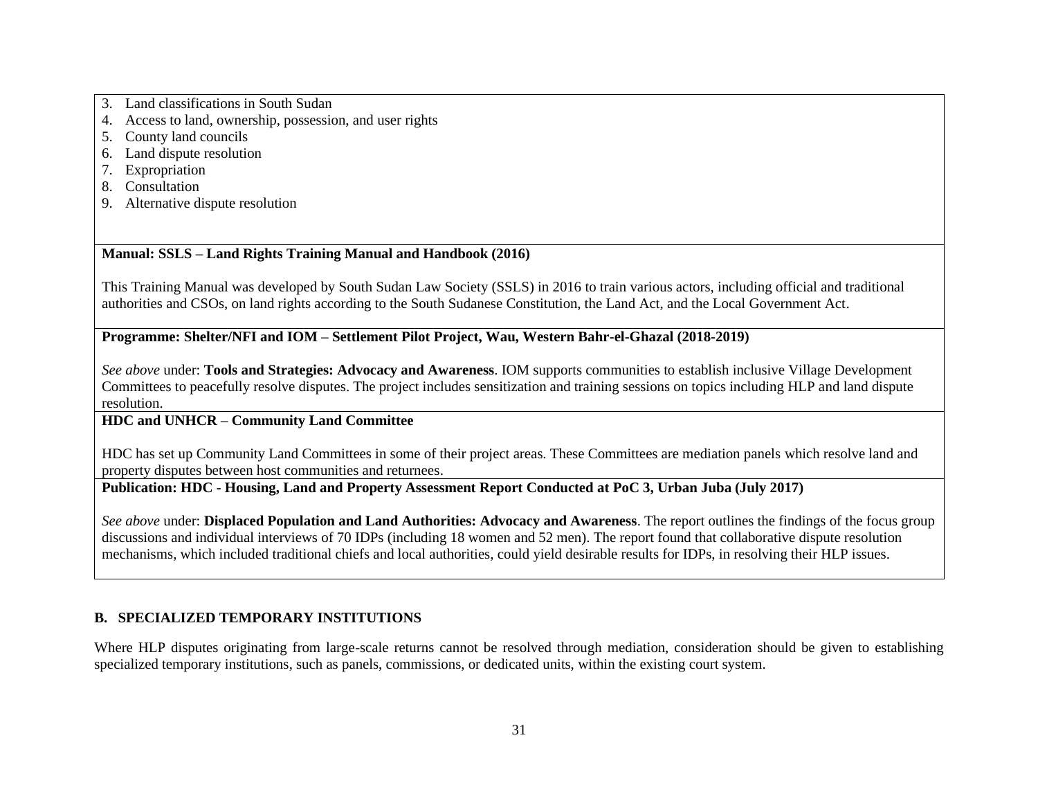3. Land classifications in South Sudan
4. Access to land, ownership, possession, and user rights
5. County land councils
6. Land dispute resolution
7. Expropriation
8. Consultation
9. Alternative dispute resolution

**Manual: SSLS – Land Rights Training Manual and Handbook (2016)**

This Training Manual was developed by South Sudan Law Society (SSLS) in 2016 to train various actors, including official and traditional authorities and CSOs, on land rights according to the South Sudanese Constitution, the Land Act, and the Local Government Act.

**Programme: Shelter/NFI and IOM – Settlement Pilot Project, Wau, Western Bahr-el-Ghazal (2018-2019)**

*See above* under: **Tools and Strategies: Advocacy and Awareness**. IOM supports communities to establish inclusive Village Development Committees to peacefully resolve disputes. The project includes sensitization and training sessions on topics including HLP and land dispute resolution.

**HDC and UNHCR – Community Land Committee**

HDC has set up Community Land Committees in some of their project areas. These Committees are mediation panels which resolve land and property disputes between host communities and returnees.

**Publication: HDC - Housing, Land and Property Assessment Report Conducted at PoC 3, Urban Juba (July 2017)**

*See above* under: **Displaced Population and Land Authorities: Advocacy and Awareness**. The report outlines the findings of the focus group discussions and individual interviews of 70 IDPs (including 18 women and 52 men). The report found that collaborative dispute resolution mechanisms, which included traditional chiefs and local authorities, could yield desirable results for IDPs, in resolving their HLP issues.

## B. SPECIALIZED TEMPORARY INSTITUTIONS

Where HLP disputes originating from large-scale returns cannot be resolved through mediation, consideration should be given to establishing specialized temporary institutions, such as panels, commissions, or dedicated units, within the existing court system.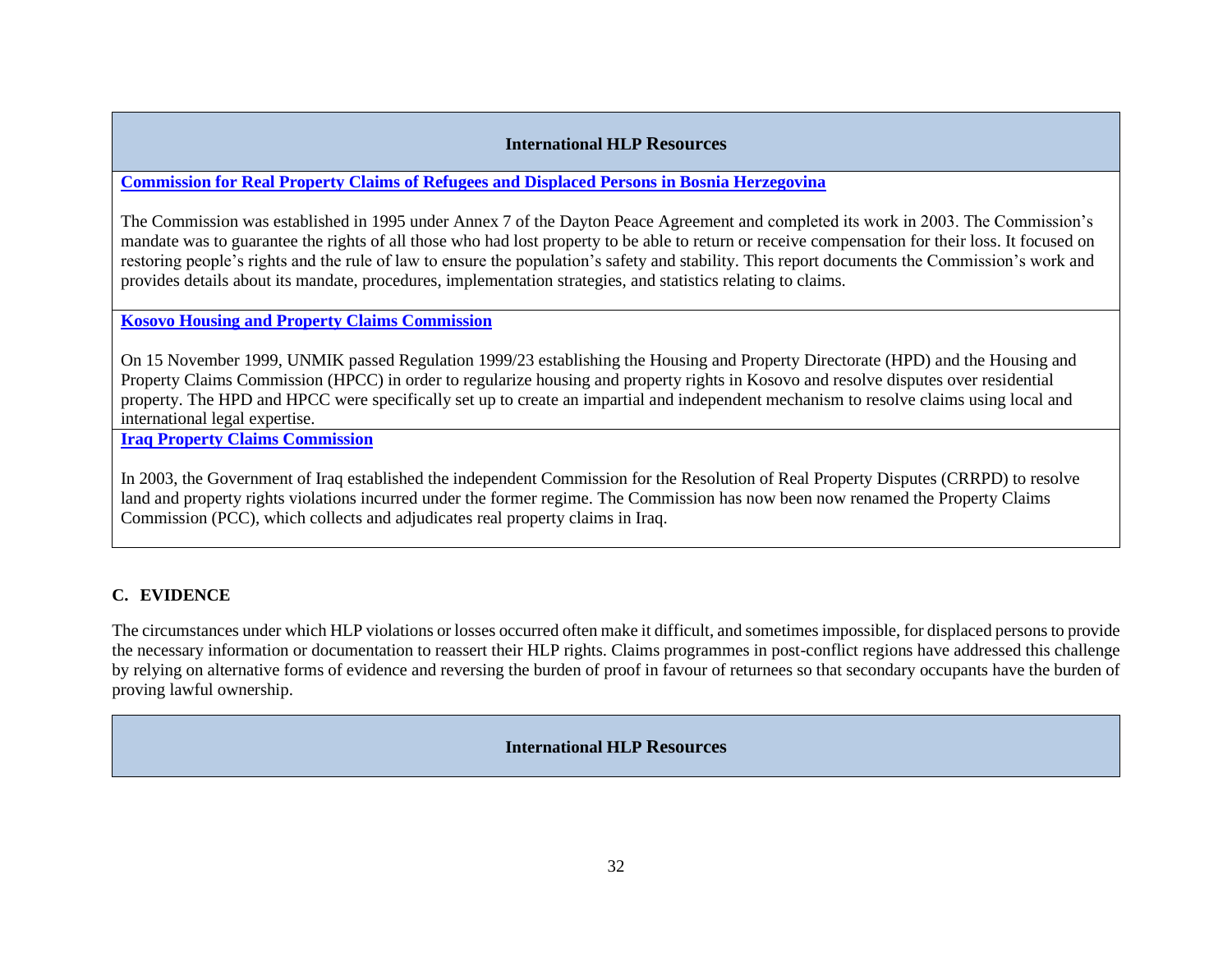| International HLP Resources |
| --- |
| **[Commission for Real Property Claims of Refugees and Displaced Persons in Bosnia Herzegovina]()**<br><br>The Commission was established in 1995 under Annex 7 of the Dayton Peace Agreement and completed its work in 2003. The Commission's mandate was to guarantee the rights of all those who had lost property to be able to return or receive compensation for their loss. It focused on restoring people's rights and the rule of law to ensure the population's safety and stability. This report documents the Commission's work and provides details about its mandate, procedures, implementation strategies, and statistics relating to claims. |
| **[Kosovo Housing and Property Claims Commission]()**<br><br>On 15 November 1999, UNMIK passed Regulation 1999/23 establishing the Housing and Property Directorate (HPD) and the Housing and Property Claims Commission (HPCC) in order to regularize housing and property rights in Kosovo and resolve disputes over residential property. The HPD and HPCC were specifically set up to create an impartial and independent mechanism to resolve claims using local and international legal expertise. |
| **[Iraq Property Claims Commission]()**<br><br>In 2003, the Government of Iraq established the independent Commission for the Resolution of Real Property Disputes (CRRPD) to resolve land and property rights violations incurred under the former regime. The Commission has now been now renamed the Property Claims Commission (PCC), which collects and adjudicates real property claims in Iraq. |

## C. EVIDENCE

The circumstances under which HLP violations or losses occurred often make it difficult, and sometimes impossible, for displaced persons to provide the necessary information or documentation to reassert their HLP rights. Claims programmes in post-conflict regions have addressed this challenge by relying on alternative forms of evidence and reversing the burden of proof in favour of returnees so that secondary occupants have the burden of proving lawful ownership.

| International HLP Resources |
| --- |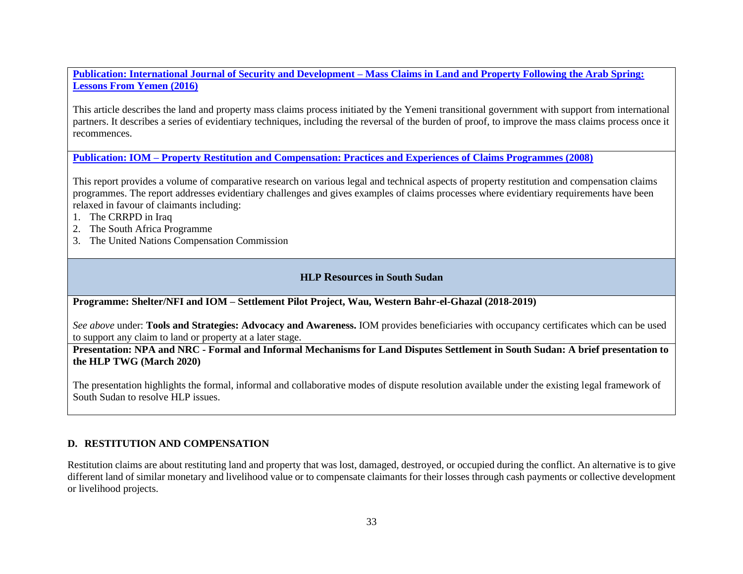**Publication: International Journal of Security and Development – Mass Claims in Land and Property Following the Arab Spring: Lessons From Yemen (2016)**

This article describes the land and property mass claims process initiated by the Yemeni transitional government with support from international partners. It describes a series of evidentiary techniques, including the reversal of the burden of proof, to improve the mass claims process once it recommences.

**Publication: IOM – Property Restitution and Compensation: Practices and Experiences of Claims Programmes (2008)**

This report provides a volume of comparative research on various legal and technical aspects of property restitution and compensation claims programmes. The report addresses evidentiary challenges and gives examples of claims processes where evidentiary requirements have been relaxed in favour of claimants including:

1. The CRRPD in Iraq
2. The South Africa Programme
3. The United Nations Compensation Commission

**HLP Resources in South Sudan**

**Programme: Shelter/NFI and IOM – Settlement Pilot Project, Wau, Western Bahr-el-Ghazal (2018-2019)**

*See above* under: **Tools and Strategies: Advocacy and Awareness.** IOM provides beneficiaries with occupancy certificates which can be used to support any claim to land or property at a later stage.

**Presentation: NPA and NRC - Formal and Informal Mechanisms for Land Disputes Settlement in South Sudan: A brief presentation to the HLP TWG (March 2020)**

The presentation highlights the formal, informal and collaborative modes of dispute resolution available under the existing legal framework of South Sudan to resolve HLP issues.

## D. RESTITUTION AND COMPENSATION

Restitution claims are about restituting land and property that was lost, damaged, destroyed, or occupied during the conflict. An alternative is to give different land of similar monetary and livelihood value or to compensate claimants for their losses through cash payments or collective development or livelihood projects.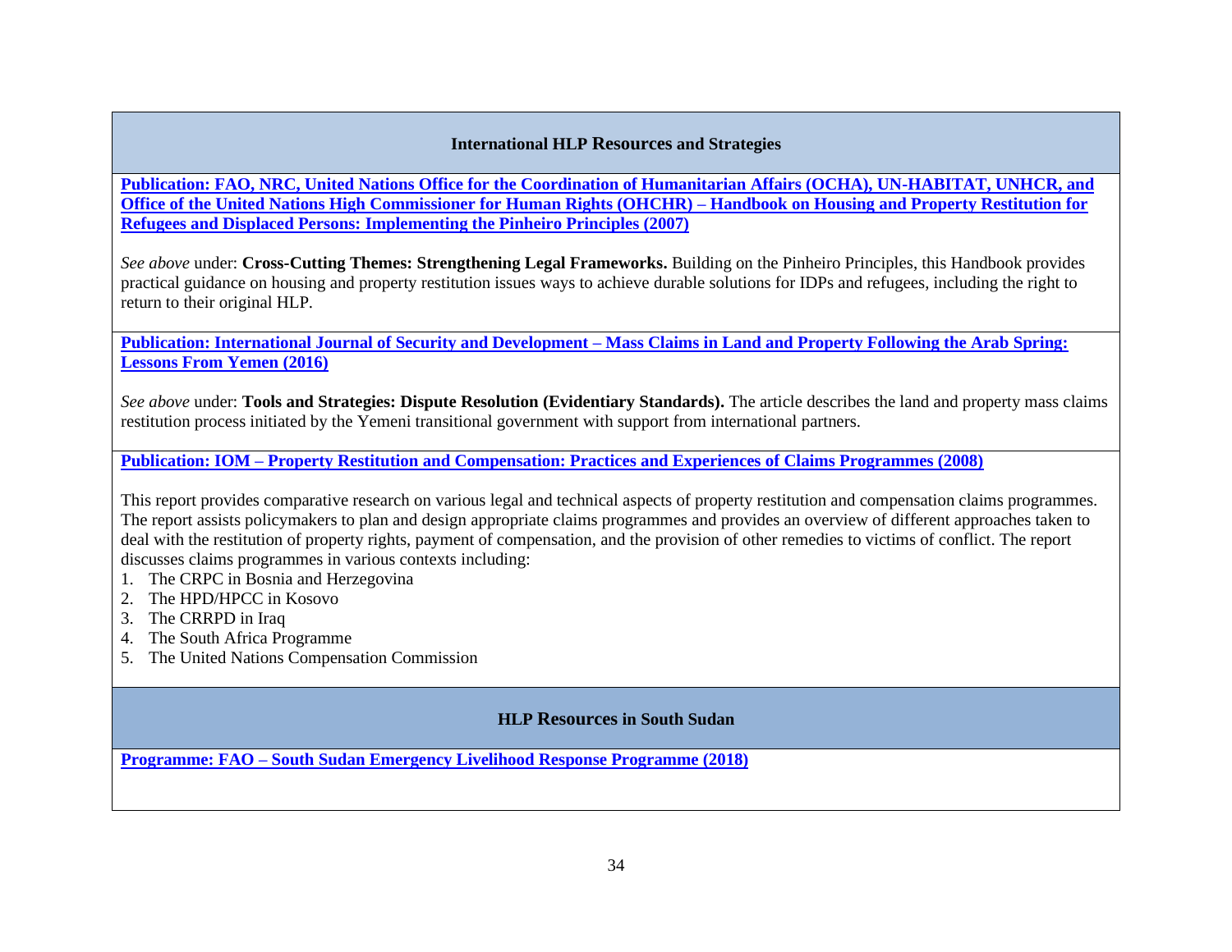## International HLP Resources and Strategies

**Publication: FAO, NRC, United Nations Office for the Coordination of Humanitarian Affairs (OCHA), UN-HABITAT, UNHCR, and Office of the United Nations High Commissioner for Human Rights (OHCHR) – Handbook on Housing and Property Restitution for Refugees and Displaced Persons: Implementing the Pinheiro Principles (2007)**

*See above* under: **Cross-Cutting Themes: Strengthening Legal Frameworks.** Building on the Pinheiro Principles, this Handbook provides practical guidance on housing and property restitution issues ways to achieve durable solutions for IDPs and refugees, including the right to return to their original HLP.

**Publication: International Journal of Security and Development – Mass Claims in Land and Property Following the Arab Spring: Lessons From Yemen (2016)**

*See above* under: **Tools and Strategies: Dispute Resolution (Evidentiary Standards).** The article describes the land and property mass claims restitution process initiated by the Yemeni transitional government with support from international partners.

**Publication: IOM – Property Restitution and Compensation: Practices and Experiences of Claims Programmes (2008)**

This report provides comparative research on various legal and technical aspects of property restitution and compensation claims programmes. The report assists policymakers to plan and design appropriate claims programmes and provides an overview of different approaches taken to deal with the restitution of property rights, payment of compensation, and the provision of other remedies to victims of conflict. The report discusses claims programmes in various contexts including:

1. The CRPC in Bosnia and Herzegovina
2. The HPD/HPCC in Kosovo
3. The CRRPD in Iraq
4. The South Africa Programme
5. The United Nations Compensation Commission

## HLP Resources in South Sudan

**Programme: FAO – South Sudan Emergency Livelihood Response Programme (2018)**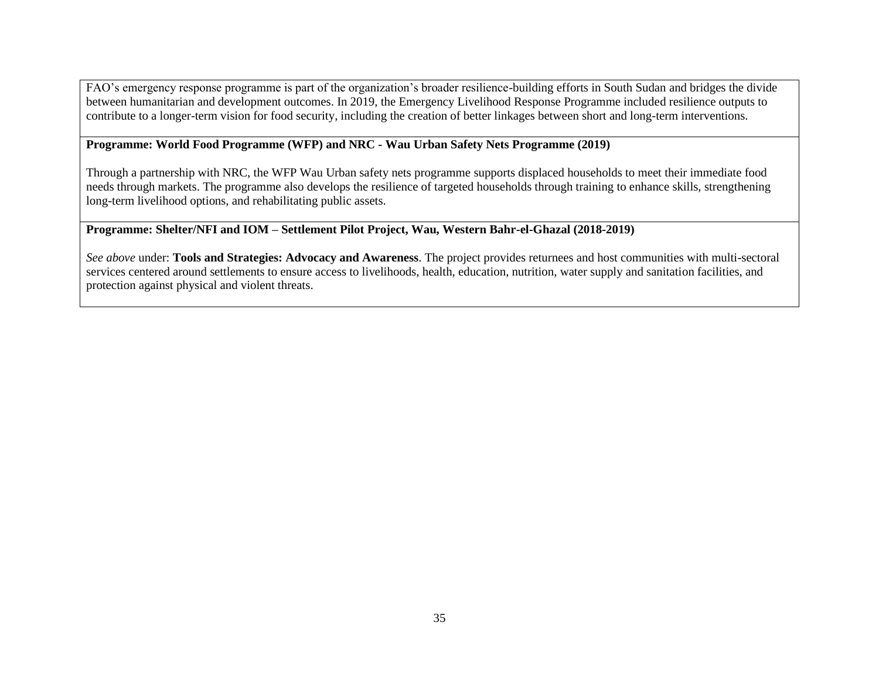FAO's emergency response programme is part of the organization's broader resilience-building efforts in South Sudan and bridges the divide between humanitarian and development outcomes. In 2019, the Emergency Livelihood Response Programme included resilience outputs to contribute to a longer-term vision for food security, including the creation of better linkages between short and long-term interventions.

**Programme: World Food Programme (WFP) and NRC - Wau Urban Safety Nets Programme (2019)**

Through a partnership with NRC, the WFP Wau Urban safety nets programme supports displaced households to meet their immediate food needs through markets. The programme also develops the resilience of targeted households through training to enhance skills, strengthening long-term livelihood options, and rehabilitating public assets.

**Programme: Shelter/NFI and IOM – Settlement Pilot Project, Wau, Western Bahr-el-Ghazal (2018-2019)**

*See above* under: **Tools and Strategies: Advocacy and Awareness**. The project provides returnees and host communities with multi-sectoral services centered around settlements to ensure access to livelihoods, health, education, nutrition, water supply and sanitation facilities, and protection against physical and violent threats.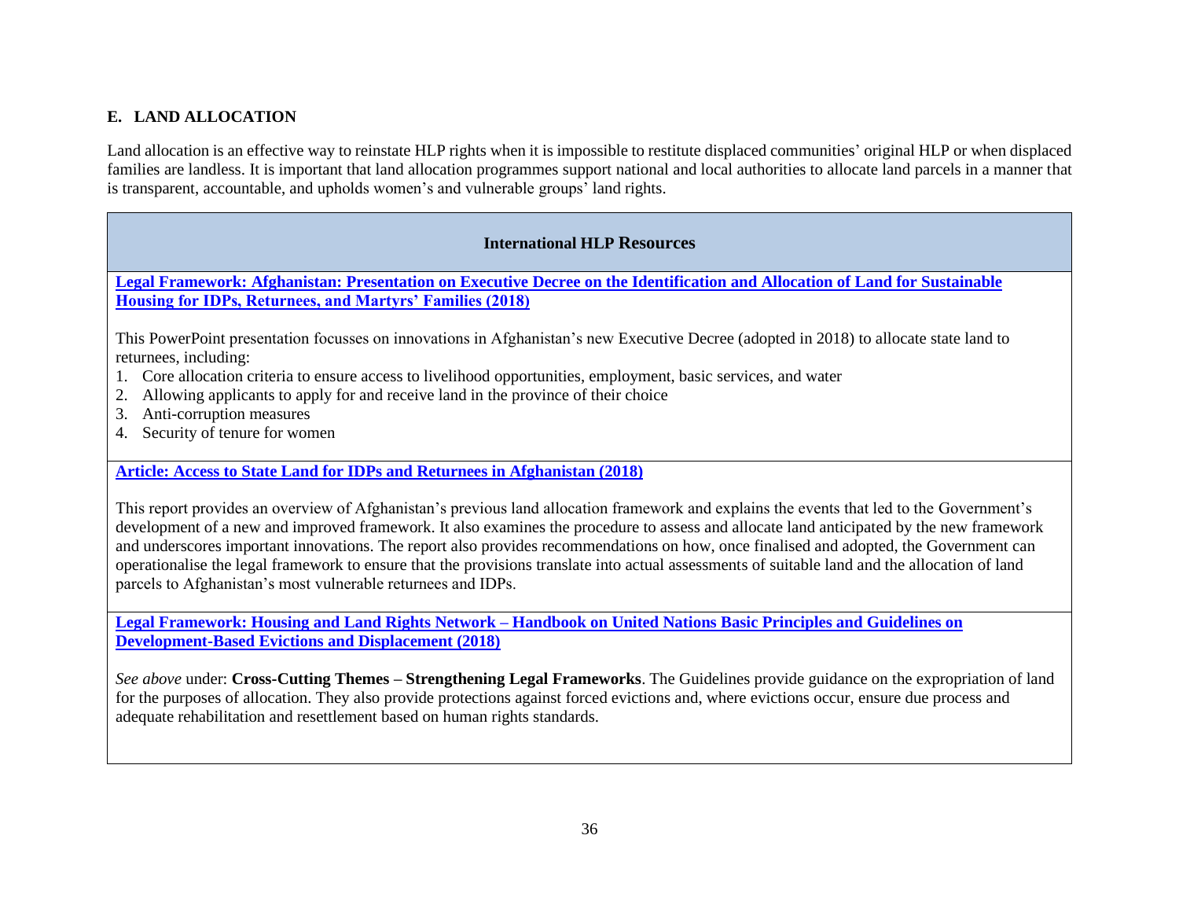## E. LAND ALLOCATION

Land allocation is an effective way to reinstate HLP rights when it is impossible to restitute displaced communities' original HLP or when displaced families are landless. It is important that land allocation programmes support national and local authorities to allocate land parcels in a manner that is transparent, accountable, and upholds women's and vulnerable groups' land rights.

| International HLP Resources |
|---|
| **Legal Framework: Afghanistan: Presentation on Executive Decree on the Identification and Allocation of Land for Sustainable Housing for IDPs, Returnees, and Martyrs' Families (2018)**<br><br>This PowerPoint presentation focusses on innovations in Afghanistan's new Executive Decree (adopted in 2018) to allocate state land to returnees, including:<br>1. Core allocation criteria to ensure access to livelihood opportunities, employment, basic services, and water<br>2. Allowing applicants to apply for and receive land in the province of their choice<br>3. Anti-corruption measures<br>4. Security of tenure for women |
| **Article: Access to State Land for IDPs and Returnees in Afghanistan (2018)**<br><br>This report provides an overview of Afghanistan's previous land allocation framework and explains the events that led to the Government's development of a new and improved framework. It also examines the procedure to assess and allocate land anticipated by the new framework and underscores important innovations. The report also provides recommendations on how, once finalised and adopted, the Government can operationalise the legal framework to ensure that the provisions translate into actual assessments of suitable land and the allocation of land parcels to Afghanistan's most vulnerable returnees and IDPs. |
| **Legal Framework: Housing and Land Rights Network – Handbook on United Nations Basic Principles and Guidelines on Development-Based Evictions and Displacement (2018)**<br><br>*See above* under: **Cross-Cutting Themes – Strengthening Legal Frameworks**. The Guidelines provide guidance on the expropriation of land for the purposes of allocation. They also provide protections against forced evictions and, where evictions occur, ensure due process and adequate rehabilitation and resettlement based on human rights standards. |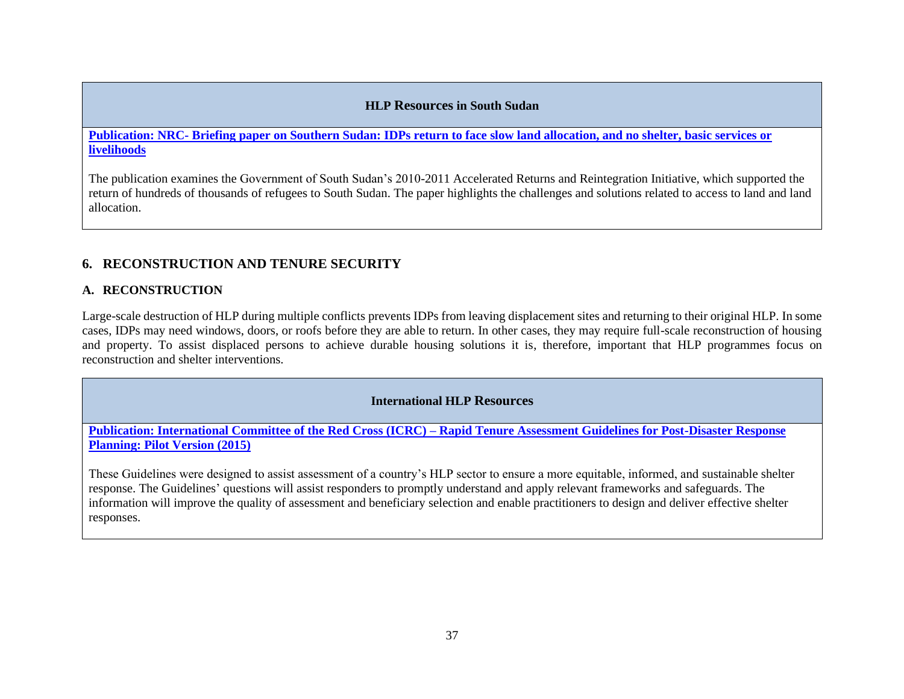| HLP Resources in South Sudan |
| --- |
| **Publication: NRC- Briefing paper on Southern Sudan: IDPs return to face slow land allocation, and no shelter, basic services or livelihoods**<br><br>The publication examines the Government of South Sudan's 2010-2011 Accelerated Returns and Reintegration Initiative, which supported the return of hundreds of thousands of refugees to South Sudan. The paper highlights the challenges and solutions related to access to land and land allocation. |

## 6. RECONSTRUCTION AND TENURE SECURITY

### A. RECONSTRUCTION

Large-scale destruction of HLP during multiple conflicts prevents IDPs from leaving displacement sites and returning to their original HLP. In some cases, IDPs may need windows, doors, or roofs before they are able to return. In other cases, they may require full-scale reconstruction of housing and property. To assist displaced persons to achieve durable housing solutions it is, therefore, important that HLP programmes focus on reconstruction and shelter interventions.

| International HLP Resources |
| --- |
| **Publication: International Committee of the Red Cross (ICRC) – Rapid Tenure Assessment Guidelines for Post-Disaster Response Planning: Pilot Version (2015)**<br><br>These Guidelines were designed to assist assessment of a country's HLP sector to ensure a more equitable, informed, and sustainable shelter response. The Guidelines' questions will assist responders to promptly understand and apply relevant frameworks and safeguards. The information will improve the quality of assessment and beneficiary selection and enable practitioners to design and deliver effective shelter responses. |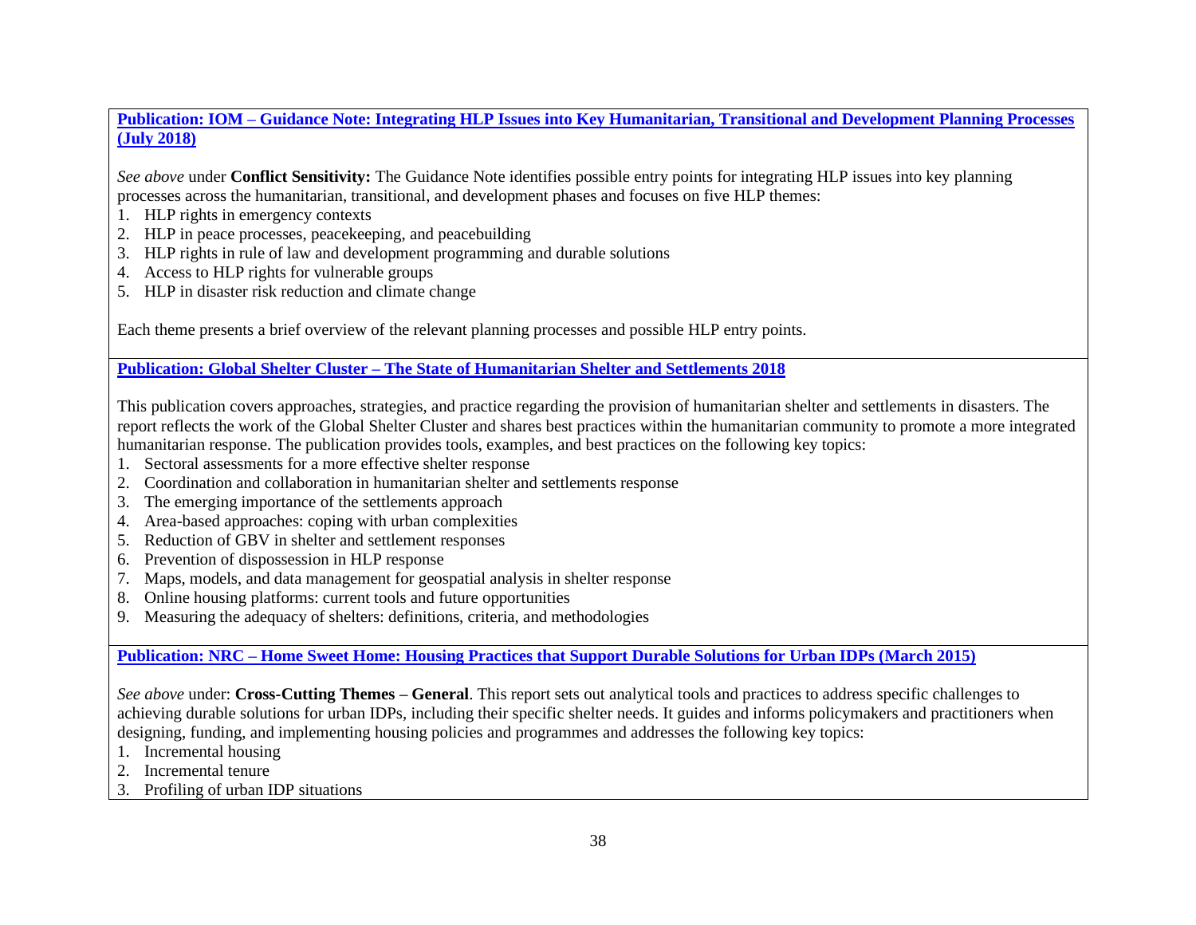**Publication: IOM – Guidance Note: Integrating HLP Issues into Key Humanitarian, Transitional and Development Planning Processes (July 2018)**

*See above* under **Conflict Sensitivity:** The Guidance Note identifies possible entry points for integrating HLP issues into key planning processes across the humanitarian, transitional, and development phases and focuses on five HLP themes:

1. HLP rights in emergency contexts
2. HLP in peace processes, peacekeeping, and peacebuilding
3. HLP rights in rule of law and development programming and durable solutions
4. Access to HLP rights for vulnerable groups
5. HLP in disaster risk reduction and climate change

Each theme presents a brief overview of the relevant planning processes and possible HLP entry points.

**Publication: Global Shelter Cluster – The State of Humanitarian Shelter and Settlements 2018**

This publication covers approaches, strategies, and practice regarding the provision of humanitarian shelter and settlements in disasters. The report reflects the work of the Global Shelter Cluster and shares best practices within the humanitarian community to promote a more integrated humanitarian response. The publication provides tools, examples, and best practices on the following key topics:

1. Sectoral assessments for a more effective shelter response
2. Coordination and collaboration in humanitarian shelter and settlements response
3. The emerging importance of the settlements approach
4. Area-based approaches: coping with urban complexities
5. Reduction of GBV in shelter and settlement responses
6. Prevention of dispossession in HLP response
7. Maps, models, and data management for geospatial analysis in shelter response
8. Online housing platforms: current tools and future opportunities
9. Measuring the adequacy of shelters: definitions, criteria, and methodologies

**Publication: NRC – Home Sweet Home: Housing Practices that Support Durable Solutions for Urban IDPs (March 2015)**

*See above* under: **Cross-Cutting Themes – General**. This report sets out analytical tools and practices to address specific challenges to achieving durable solutions for urban IDPs, including their specific shelter needs. It guides and informs policymakers and practitioners when designing, funding, and implementing housing policies and programmes and addresses the following key topics:

1. Incremental housing
2. Incremental tenure
3. Profiling of urban IDP situations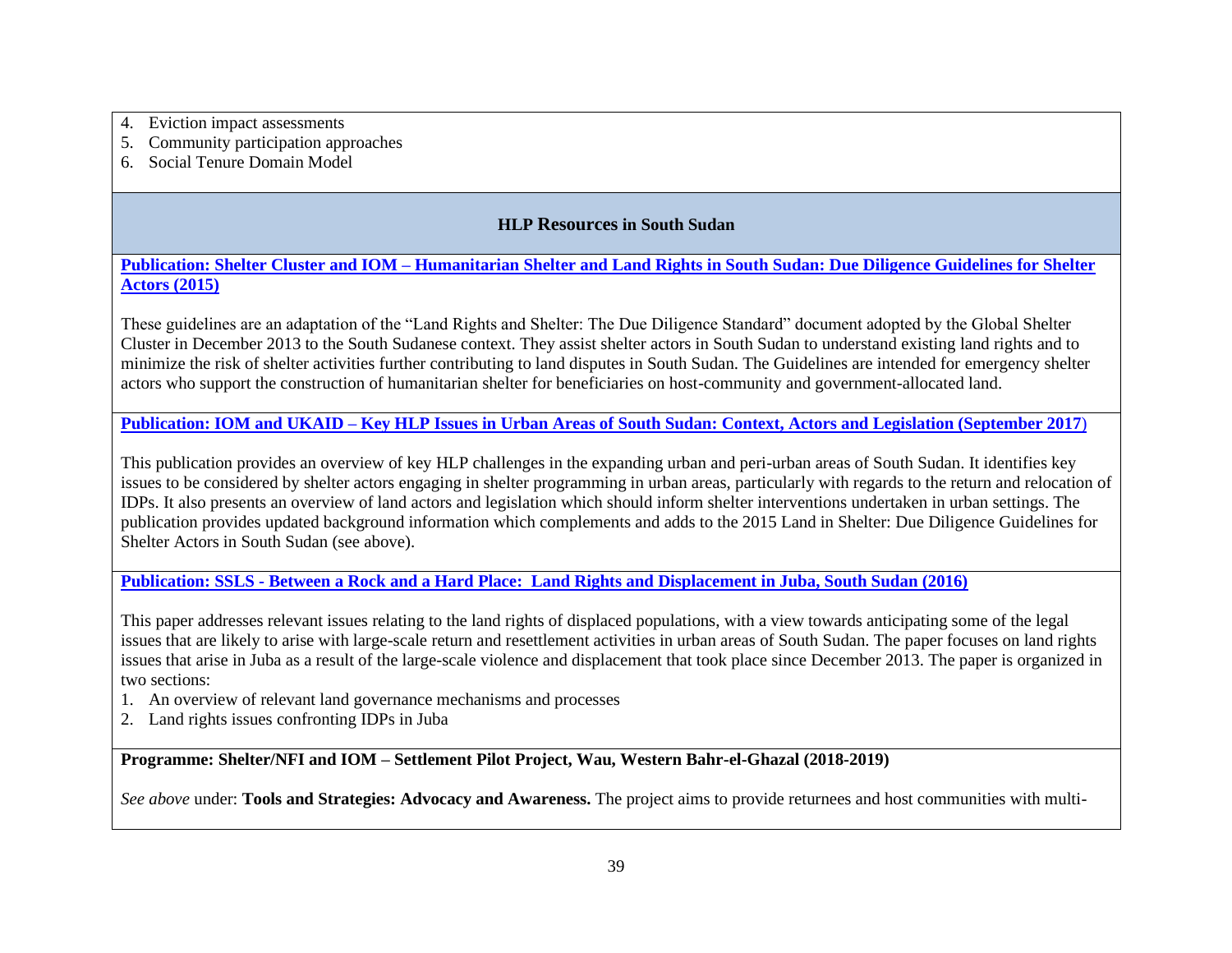4. Eviction impact assessments
5. Community participation approaches
6. Social Tenure Domain Model

## HLP Resources in South Sudan

**Publication: Shelter Cluster and IOM – Humanitarian Shelter and Land Rights in South Sudan: Due Diligence Guidelines for Shelter Actors (2015)**

These guidelines are an adaptation of the "Land Rights and Shelter: The Due Diligence Standard" document adopted by the Global Shelter Cluster in December 2013 to the South Sudanese context. They assist shelter actors in South Sudan to understand existing land rights and to minimize the risk of shelter activities further contributing to land disputes in South Sudan. The Guidelines are intended for emergency shelter actors who support the construction of humanitarian shelter for beneficiaries on host-community and government-allocated land.

**Publication: IOM and UKAID – Key HLP Issues in Urban Areas of South Sudan: Context, Actors and Legislation (September 2017)**

This publication provides an overview of key HLP challenges in the expanding urban and peri-urban areas of South Sudan. It identifies key issues to be considered by shelter actors engaging in shelter programming in urban areas, particularly with regards to the return and relocation of IDPs. It also presents an overview of land actors and legislation which should inform shelter interventions undertaken in urban settings. The publication provides updated background information which complements and adds to the 2015 Land in Shelter: Due Diligence Guidelines for Shelter Actors in South Sudan (see above).

**Publication: SSLS - Between a Rock and a Hard Place: Land Rights and Displacement in Juba, South Sudan (2016)**

This paper addresses relevant issues relating to the land rights of displaced populations, with a view towards anticipating some of the legal issues that are likely to arise with large-scale return and resettlement activities in urban areas of South Sudan. The paper focuses on land rights issues that arise in Juba as a result of the large-scale violence and displacement that took place since December 2013. The paper is organized in two sections:

1. An overview of relevant land governance mechanisms and processes
2. Land rights issues confronting IDPs in Juba

**Programme: Shelter/NFI and IOM – Settlement Pilot Project, Wau, Western Bahr-el-Ghazal (2018-2019)**

*See above* under: **Tools and Strategies: Advocacy and Awareness.** The project aims to provide returnees and host communities with multi-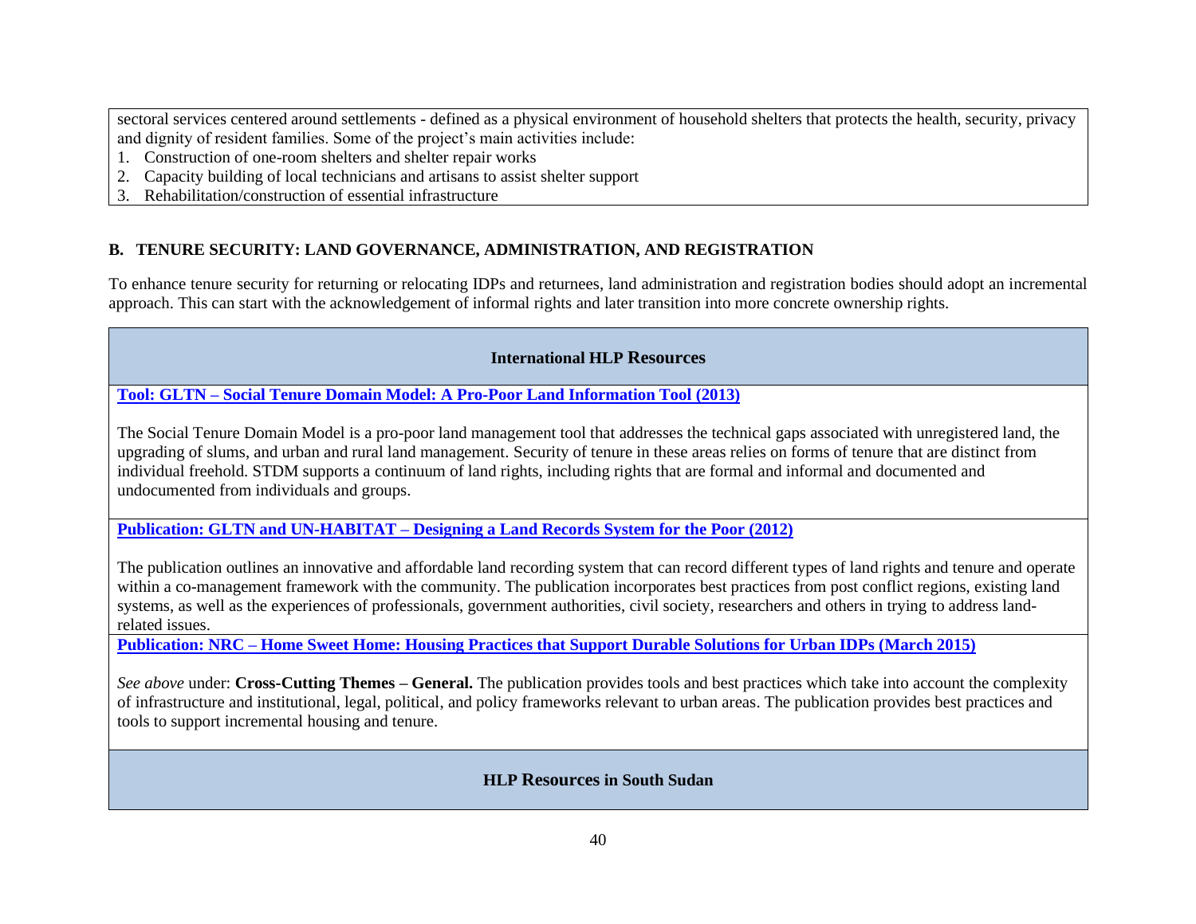sectoral services centered around settlements - defined as a physical environment of household shelters that protects the health, security, privacy and dignity of resident families. Some of the project's main activities include:

1. Construction of one-room shelters and shelter repair works
2. Capacity building of local technicians and artisans to assist shelter support
3. Rehabilitation/construction of essential infrastructure

## B. TENURE SECURITY: LAND GOVERNANCE, ADMINISTRATION, AND REGISTRATION

To enhance tenure security for returning or relocating IDPs and returnees, land administration and registration bodies should adopt an incremental approach. This can start with the acknowledgement of informal rights and later transition into more concrete ownership rights.

| International HLP Resources |
|---|
| **Tool: GLTN – Social Tenure Domain Model: A Pro-Poor Land Information Tool (2013)**<br><br>The Social Tenure Domain Model is a pro-poor land management tool that addresses the technical gaps associated with unregistered land, the upgrading of slums, and urban and rural land management. Security of tenure in these areas relies on forms of tenure that are distinct from individual freehold. STDM supports a continuum of land rights, including rights that are formal and informal and documented and undocumented from individuals and groups. |
| **Publication: GLTN and UN-HABITAT – Designing a Land Records System for the Poor (2012)**<br><br>The publication outlines an innovative and affordable land recording system that can record different types of land rights and tenure and operate within a co-management framework with the community. The publication incorporates best practices from post conflict regions, existing land systems, as well as the experiences of professionals, government authorities, civil society, researchers and others in trying to address land-related issues. |
| **Publication: NRC – Home Sweet Home: Housing Practices that Support Durable Solutions for Urban IDPs (March 2015)**<br><br>*See above* under: **Cross-Cutting Themes – General.** The publication provides tools and best practices which take into account the complexity of infrastructure and institutional, legal, political, and policy frameworks relevant to urban areas. The publication provides best practices and tools to support incremental housing and tenure. |
| **HLP Resources in South Sudan** |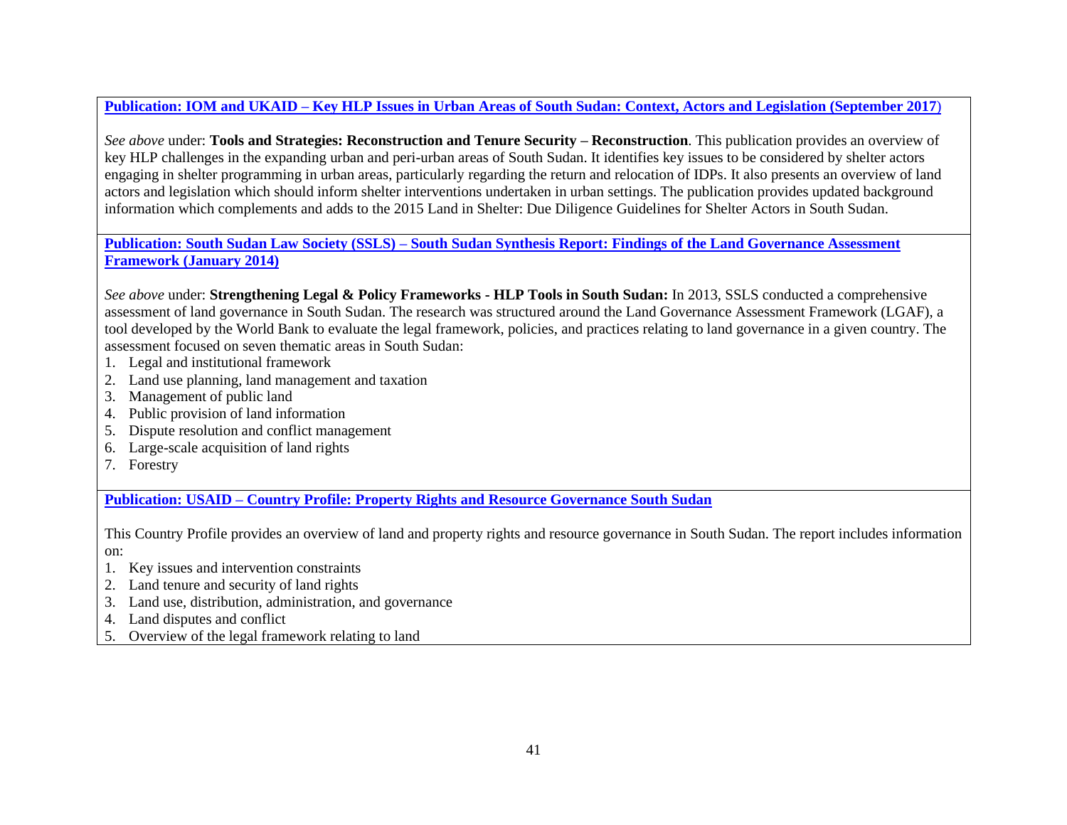**Publication: IOM and UKAID – Key HLP Issues in Urban Areas of South Sudan: Context, Actors and Legislation (September 2017)**

*See above* under: **Tools and Strategies: Reconstruction and Tenure Security – Reconstruction**. This publication provides an overview of key HLP challenges in the expanding urban and peri-urban areas of South Sudan. It identifies key issues to be considered by shelter actors engaging in shelter programming in urban areas, particularly regarding the return and relocation of IDPs. It also presents an overview of land actors and legislation which should inform shelter interventions undertaken in urban settings. The publication provides updated background information which complements and adds to the 2015 Land in Shelter: Due Diligence Guidelines for Shelter Actors in South Sudan.

**Publication: South Sudan Law Society (SSLS) – South Sudan Synthesis Report: Findings of the Land Governance Assessment Framework (January 2014)**

*See above* under: **Strengthening Legal & Policy Frameworks - HLP Tools in South Sudan:** In 2013, SSLS conducted a comprehensive assessment of land governance in South Sudan. The research was structured around the Land Governance Assessment Framework (LGAF), a tool developed by the World Bank to evaluate the legal framework, policies, and practices relating to land governance in a given country. The assessment focused on seven thematic areas in South Sudan:

1. Legal and institutional framework
2. Land use planning, land management and taxation
3. Management of public land
4. Public provision of land information
5. Dispute resolution and conflict management
6. Large-scale acquisition of land rights
7. Forestry

**Publication: USAID – Country Profile: Property Rights and Resource Governance South Sudan**

This Country Profile provides an overview of land and property rights and resource governance in South Sudan. The report includes information on:

1. Key issues and intervention constraints
2. Land tenure and security of land rights
3. Land use, distribution, administration, and governance
4. Land disputes and conflict
5. Overview of the legal framework relating to land